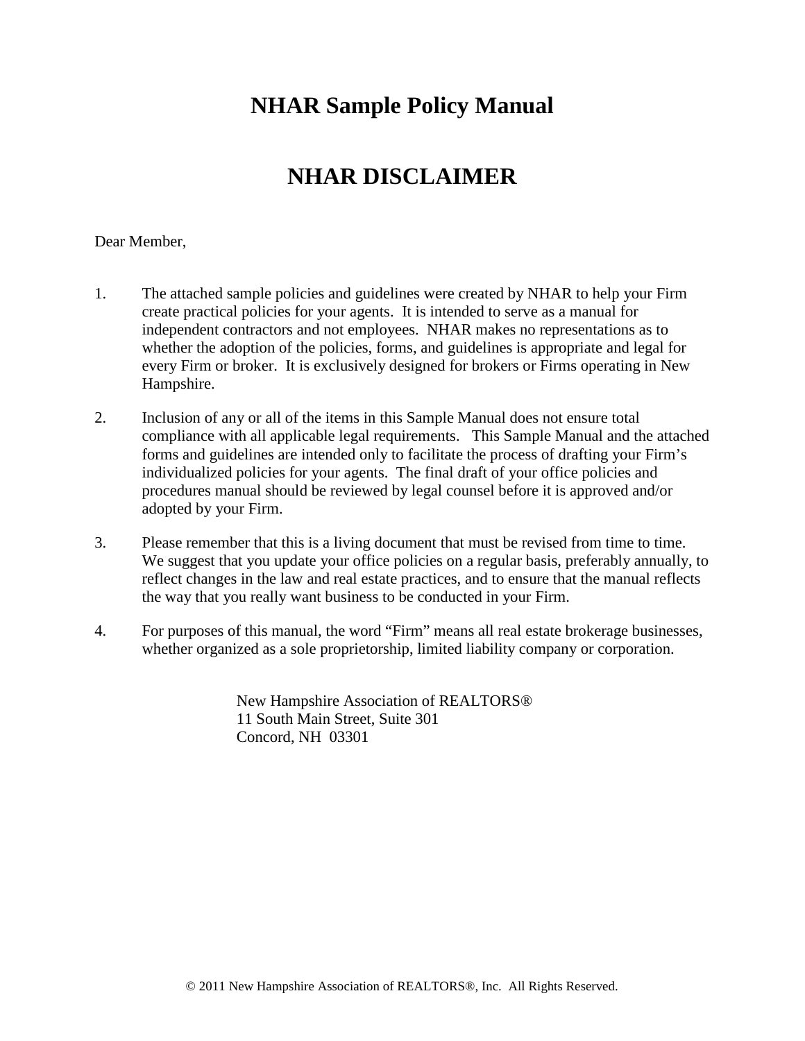# NHAR Sample Policy Manual

# NHAR DISCLAIMER

Dear Member,

1. The attached sample policies and guidelines were created by NHAR to help your Firm create practical policies for your agents. It is intended to serve as a manual for independent contractors and not employees. NHAR makes no representations as to whether the adoption of the policies, forms, and guidelines is appropriate and legal for every Firm or broker. It is exclusively designed for brokers or Firms operating in New Hampshire.

2. Inclusion of any or all of the items in this Sample Manual does not ensure total compliance with all applicable legal requirements. This Sample Manual and the attached forms and guidelines are intended only to facilitate the process of drafting your Firm's individualized policies for your agents. The final draft of your office policies and procedures manual should be reviewed by legal counsel before it is approved and/or adopted by your Firm.

3. Please remember that this is a living document that must be revised from time to time. We suggest that you update your office policies on a regular basis, preferably annually, to reflect changes in the law and real estate practices, and to ensure that the manual reflects the way that you really want business to be conducted in your Firm.

4. For purposes of this manual, the word "Firm" means all real estate brokerage businesses, whether organized as a sole proprietorship, limited liability company or corporation.

New Hampshire Association of REALTORS®
11 South Main Street, Suite 301
Concord, NH 03301

© 2011 New Hampshire Association of REALTORS®, Inc. All Rights Reserved.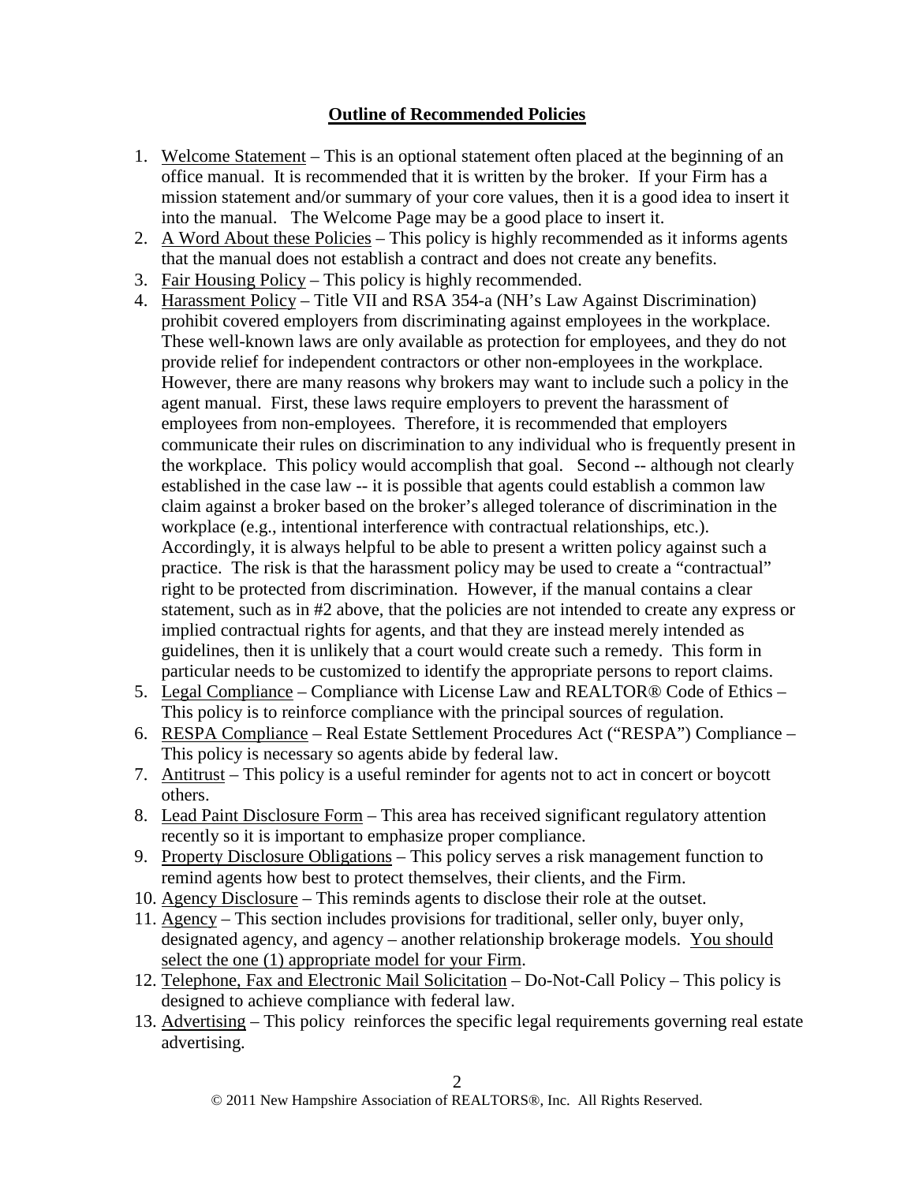## Outline of Recommended Policies

1. Welcome Statement – This is an optional statement often placed at the beginning of an office manual. It is recommended that it is written by the broker. If your Firm has a mission statement and/or summary of your core values, then it is a good idea to insert it into the manual. The Welcome Page may be a good place to insert it.
2. A Word About these Policies – This policy is highly recommended as it informs agents that the manual does not establish a contract and does not create any benefits.
3. Fair Housing Policy – This policy is highly recommended.
4. Harassment Policy – Title VII and RSA 354-a (NH's Law Against Discrimination) prohibit covered employers from discriminating against employees in the workplace. These well-known laws are only available as protection for employees, and they do not provide relief for independent contractors or other non-employees in the workplace. However, there are many reasons why brokers may want to include such a policy in the agent manual. First, these laws require employers to prevent the harassment of employees from non-employees. Therefore, it is recommended that employers communicate their rules on discrimination to any individual who is frequently present in the workplace. This policy would accomplish that goal. Second -- although not clearly established in the case law -- it is possible that agents could establish a common law claim against a broker based on the broker's alleged tolerance of discrimination in the workplace (e.g., intentional interference with contractual relationships, etc.). Accordingly, it is always helpful to be able to present a written policy against such a practice. The risk is that the harassment policy may be used to create a "contractual" right to be protected from discrimination. However, if the manual contains a clear statement, such as in #2 above, that the policies are not intended to create any express or implied contractual rights for agents, and that they are instead merely intended as guidelines, then it is unlikely that a court would create such a remedy. This form in particular needs to be customized to identify the appropriate persons to report claims.
5. Legal Compliance – Compliance with License Law and REALTOR® Code of Ethics – This policy is to reinforce compliance with the principal sources of regulation.
6. RESPA Compliance – Real Estate Settlement Procedures Act ("RESPA") Compliance – This policy is necessary so agents abide by federal law.
7. Antitrust – This policy is a useful reminder for agents not to act in concert or boycott others.
8. Lead Paint Disclosure Form – This area has received significant regulatory attention recently so it is important to emphasize proper compliance.
9. Property Disclosure Obligations – This policy serves a risk management function to remind agents how best to protect themselves, their clients, and the Firm.
10. Agency Disclosure – This reminds agents to disclose their role at the outset.
11. Agency – This section includes provisions for traditional, seller only, buyer only, designated agency, and agency – another relationship brokerage models. You should select the one (1) appropriate model for your Firm.
12. Telephone, Fax and Electronic Mail Solicitation – Do-Not-Call Policy – This policy is designed to achieve compliance with federal law.
13. Advertising – This policy reinforces the specific legal requirements governing real estate advertising.

© 2011 New Hampshire Association of REALTORS®, Inc. All Rights Reserved.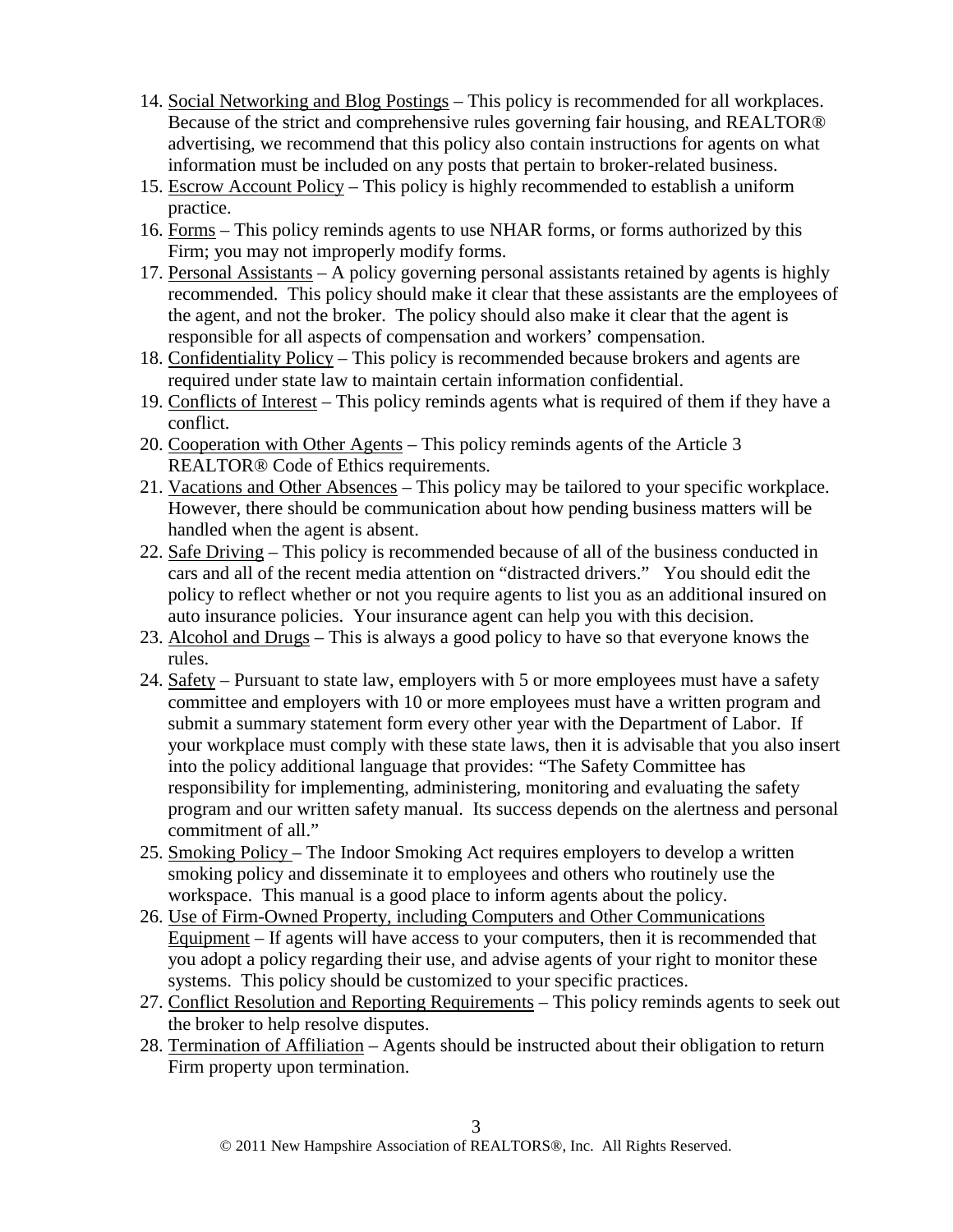14. <u>Social Networking and Blog Postings</u> – This policy is recommended for all workplaces. Because of the strict and comprehensive rules governing fair housing, and REALTOR® advertising, we recommend that this policy also contain instructions for agents on what information must be included on any posts that pertain to broker-related business.
15. <u>Escrow Account Policy</u> – This policy is highly recommended to establish a uniform practice.
16. <u>Forms</u> – This policy reminds agents to use NHAR forms, or forms authorized by this Firm; you may not improperly modify forms.
17. <u>Personal Assistants</u> – A policy governing personal assistants retained by agents is highly recommended. This policy should make it clear that these assistants are the employees of the agent, and not the broker. The policy should also make it clear that the agent is responsible for all aspects of compensation and workers' compensation.
18. <u>Confidentiality Policy</u> – This policy is recommended because brokers and agents are required under state law to maintain certain information confidential.
19. <u>Conflicts of Interest</u> – This policy reminds agents what is required of them if they have a conflict.
20. <u>Cooperation with Other Agents</u> – This policy reminds agents of the Article 3 REALTOR® Code of Ethics requirements.
21. <u>Vacations and Other Absences</u> – This policy may be tailored to your specific workplace. However, there should be communication about how pending business matters will be handled when the agent is absent.
22. <u>Safe Driving</u> – This policy is recommended because of all of the business conducted in cars and all of the recent media attention on "distracted drivers." You should edit the policy to reflect whether or not you require agents to list you as an additional insured on auto insurance policies. Your insurance agent can help you with this decision.
23. <u>Alcohol and Drugs</u> – This is always a good policy to have so that everyone knows the rules.
24. <u>Safety</u> – Pursuant to state law, employers with 5 or more employees must have a safety committee and employers with 10 or more employees must have a written program and submit a summary statement form every other year with the Department of Labor. If your workplace must comply with these state laws, then it is advisable that you also insert into the policy additional language that provides: "The Safety Committee has responsibility for implementing, administering, monitoring and evaluating the safety program and our written safety manual. Its success depends on the alertness and personal commitment of all."
25. <u>Smoking Policy</u> – The Indoor Smoking Act requires employers to develop a written smoking policy and disseminate it to employees and others who routinely use the workspace. This manual is a good place to inform agents about the policy.
26. <u>Use of Firm-Owned Property, including Computers and Other Communications Equipment</u> – If agents will have access to your computers, then it is recommended that you adopt a policy regarding their use, and advise agents of your right to monitor these systems. This policy should be customized to your specific practices.
27. <u>Conflict Resolution and Reporting Requirements</u> – This policy reminds agents to seek out the broker to help resolve disputes.
28. <u>Termination of Affiliation</u> – Agents should be instructed about their obligation to return Firm property upon termination.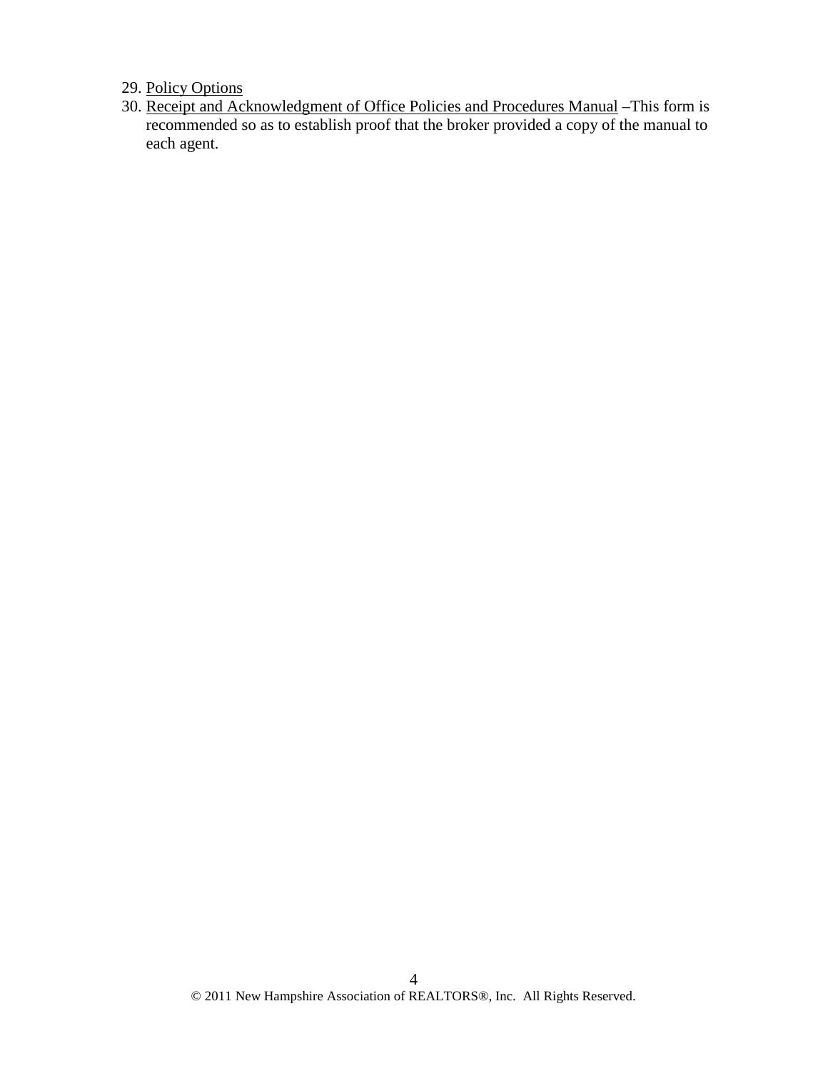29. Policy Options
30. Receipt and Acknowledgment of Office Policies and Procedures Manual –This form is recommended so as to establish proof that the broker provided a copy of the manual to each agent.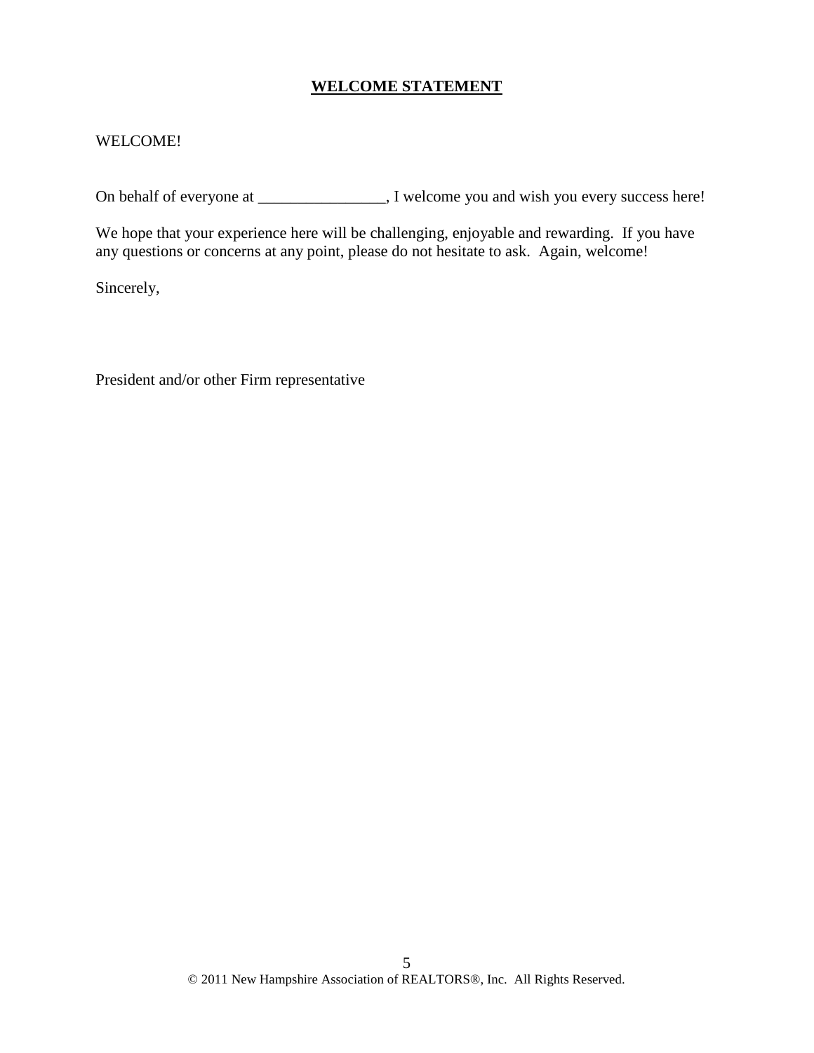# **WELCOME STATEMENT**

WELCOME!

On behalf of everyone at ________________, I welcome you and wish you every success here!

We hope that your experience here will be challenging, enjoyable and rewarding. If you have any questions or concerns at any point, please do not hesitate to ask. Again, welcome!

Sincerely,

President and/or other Firm representative

© 2011 New Hampshire Association of REALTORS®, Inc. All Rights Reserved.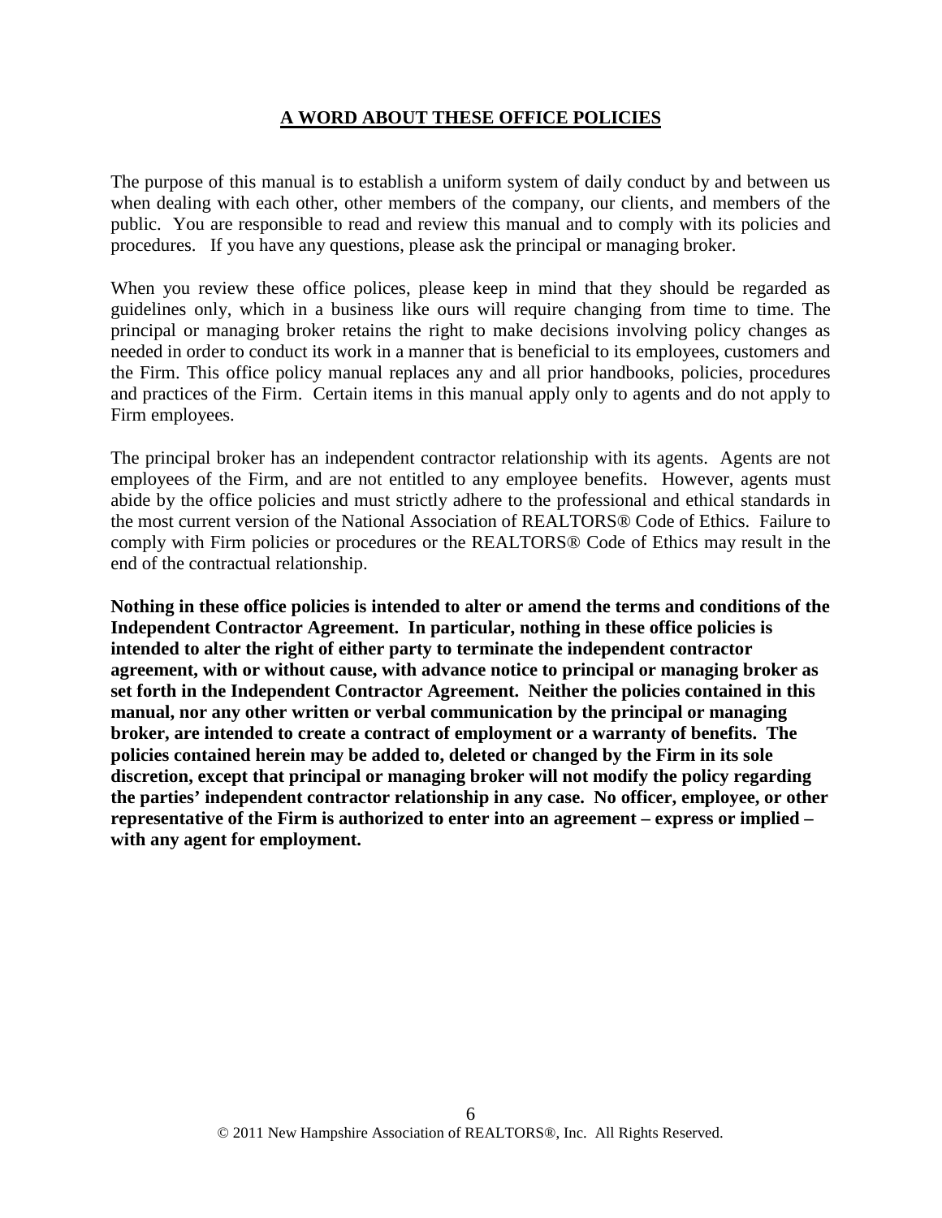## A WORD ABOUT THESE OFFICE POLICIES

The purpose of this manual is to establish a uniform system of daily conduct by and between us when dealing with each other, other members of the company, our clients, and members of the public. You are responsible to read and review this manual and to comply with its policies and procedures. If you have any questions, please ask the principal or managing broker.

When you review these office polices, please keep in mind that they should be regarded as guidelines only, which in a business like ours will require changing from time to time. The principal or managing broker retains the right to make decisions involving policy changes as needed in order to conduct its work in a manner that is beneficial to its employees, customers and the Firm. This office policy manual replaces any and all prior handbooks, policies, procedures and practices of the Firm. Certain items in this manual apply only to agents and do not apply to Firm employees.

The principal broker has an independent contractor relationship with its agents. Agents are not employees of the Firm, and are not entitled to any employee benefits. However, agents must abide by the office policies and must strictly adhere to the professional and ethical standards in the most current version of the National Association of REALTORS® Code of Ethics. Failure to comply with Firm policies or procedures or the REALTORS® Code of Ethics may result in the end of the contractual relationship.

**Nothing in these office policies is intended to alter or amend the terms and conditions of the Independent Contractor Agreement. In particular, nothing in these office policies is intended to alter the right of either party to terminate the independent contractor agreement, with or without cause, with advance notice to principal or managing broker as set forth in the Independent Contractor Agreement. Neither the policies contained in this manual, nor any other written or verbal communication by the principal or managing broker, are intended to create a contract of employment or a warranty of benefits. The policies contained herein may be added to, deleted or changed by the Firm in its sole discretion, except that principal or managing broker will not modify the policy regarding the parties' independent contractor relationship in any case. No officer, employee, or other representative of the Firm is authorized to enter into an agreement – express or implied – with any agent for employment.**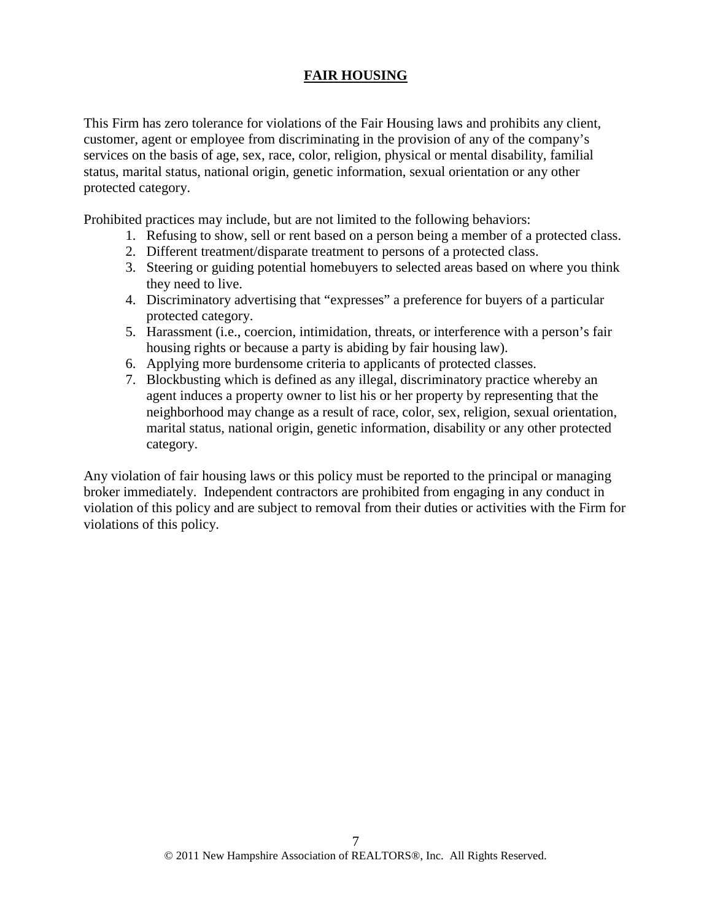## FAIR HOUSING

This Firm has zero tolerance for violations of the Fair Housing laws and prohibits any client, customer, agent or employee from discriminating in the provision of any of the company's services on the basis of age, sex, race, color, religion, physical or mental disability, familial status, marital status, national origin, genetic information, sexual orientation or any other protected category.

Prohibited practices may include, but are not limited to the following behaviors:

1. Refusing to show, sell or rent based on a person being a member of a protected class.
2. Different treatment/disparate treatment to persons of a protected class.
3. Steering or guiding potential homebuyers to selected areas based on where you think they need to live.
4. Discriminatory advertising that "expresses" a preference for buyers of a particular protected category.
5. Harassment (i.e., coercion, intimidation, threats, or interference with a person's fair housing rights or because a party is abiding by fair housing law).
6. Applying more burdensome criteria to applicants of protected classes.
7. Blockbusting which is defined as any illegal, discriminatory practice whereby an agent induces a property owner to list his or her property by representing that the neighborhood may change as a result of race, color, sex, religion, sexual orientation, marital status, national origin, genetic information, disability or any other protected category.

Any violation of fair housing laws or this policy must be reported to the principal or managing broker immediately. Independent contractors are prohibited from engaging in any conduct in violation of this policy and are subject to removal from their duties or activities with the Firm for violations of this policy.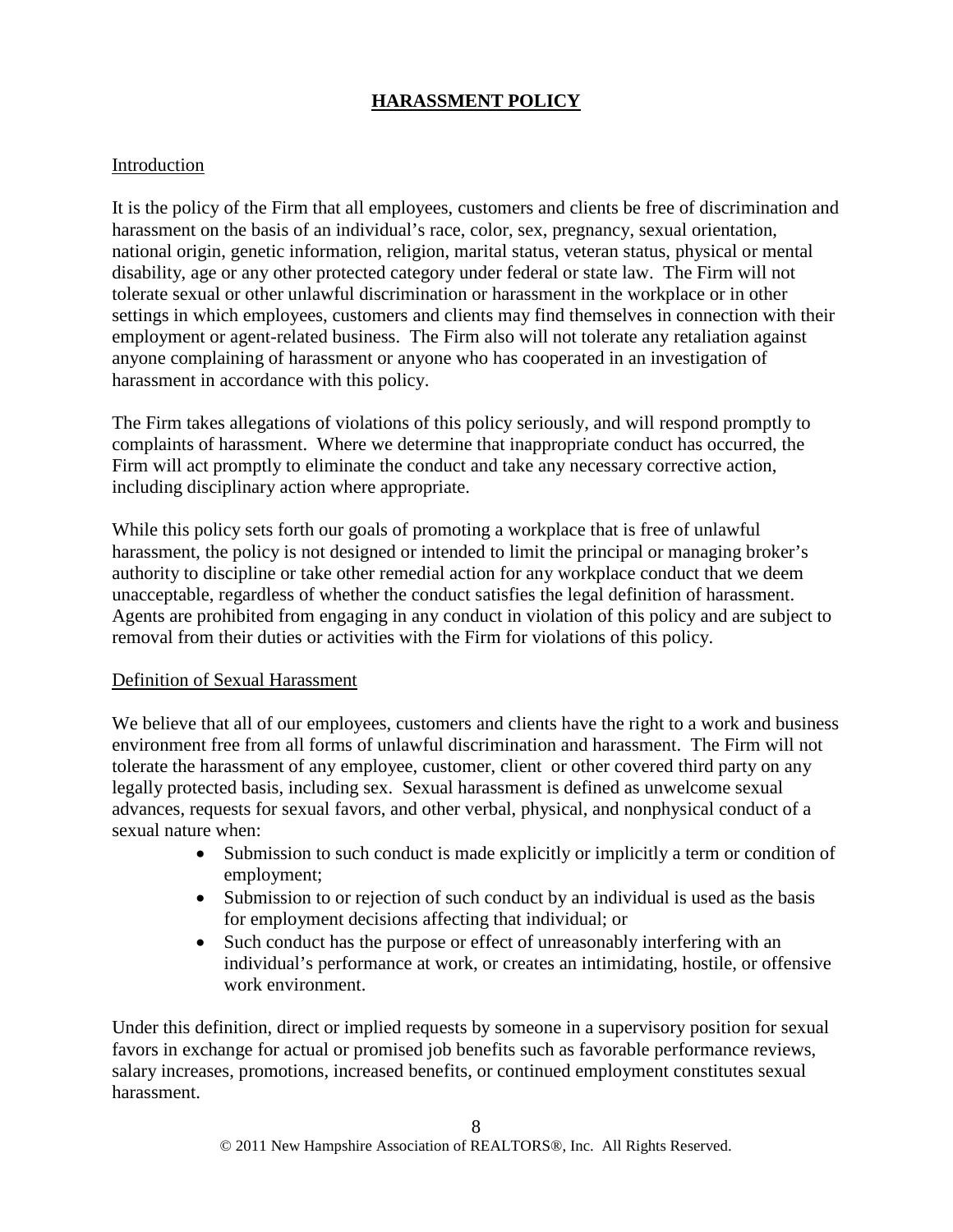# HARASSMENT POLICY

## Introduction

It is the policy of the Firm that all employees, customers and clients be free of discrimination and harassment on the basis of an individual's race, color, sex, pregnancy, sexual orientation, national origin, genetic information, religion, marital status, veteran status, physical or mental disability, age or any other protected category under federal or state law. The Firm will not tolerate sexual or other unlawful discrimination or harassment in the workplace or in other settings in which employees, customers and clients may find themselves in connection with their employment or agent-related business. The Firm also will not tolerate any retaliation against anyone complaining of harassment or anyone who has cooperated in an investigation of harassment in accordance with this policy.

The Firm takes allegations of violations of this policy seriously, and will respond promptly to complaints of harassment. Where we determine that inappropriate conduct has occurred, the Firm will act promptly to eliminate the conduct and take any necessary corrective action, including disciplinary action where appropriate.

While this policy sets forth our goals of promoting a workplace that is free of unlawful harassment, the policy is not designed or intended to limit the principal or managing broker's authority to discipline or take other remedial action for any workplace conduct that we deem unacceptable, regardless of whether the conduct satisfies the legal definition of harassment. Agents are prohibited from engaging in any conduct in violation of this policy and are subject to removal from their duties or activities with the Firm for violations of this policy.

## Definition of Sexual Harassment

We believe that all of our employees, customers and clients have the right to a work and business environment free from all forms of unlawful discrimination and harassment. The Firm will not tolerate the harassment of any employee, customer, client or other covered third party on any legally protected basis, including sex. Sexual harassment is defined as unwelcome sexual advances, requests for sexual favors, and other verbal, physical, and nonphysical conduct of a sexual nature when:

- Submission to such conduct is made explicitly or implicitly a term or condition of employment;
- Submission to or rejection of such conduct by an individual is used as the basis for employment decisions affecting that individual; or
- Such conduct has the purpose or effect of unreasonably interfering with an individual's performance at work, or creates an intimidating, hostile, or offensive work environment.

Under this definition, direct or implied requests by someone in a supervisory position for sexual favors in exchange for actual or promised job benefits such as favorable performance reviews, salary increases, promotions, increased benefits, or continued employment constitutes sexual harassment.

© 2011 New Hampshire Association of REALTORS®, Inc. All Rights Reserved.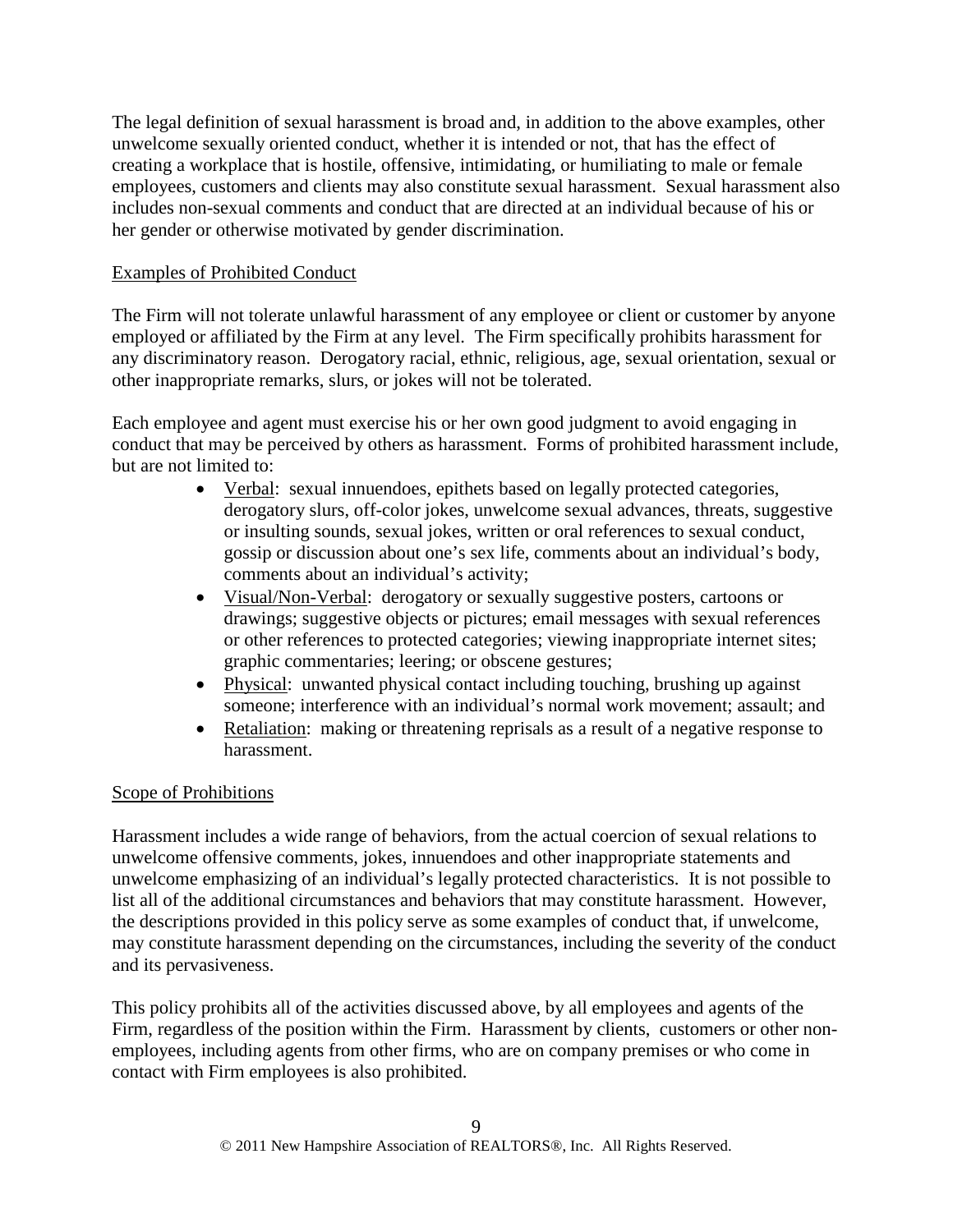The legal definition of sexual harassment is broad and, in addition to the above examples, other unwelcome sexually oriented conduct, whether it is intended or not, that has the effect of creating a workplace that is hostile, offensive, intimidating, or humiliating to male or female employees, customers and clients may also constitute sexual harassment. Sexual harassment also includes non-sexual comments and conduct that are directed at an individual because of his or her gender or otherwise motivated by gender discrimination.

Examples of Prohibited Conduct

The Firm will not tolerate unlawful harassment of any employee or client or customer by anyone employed or affiliated by the Firm at any level. The Firm specifically prohibits harassment for any discriminatory reason. Derogatory racial, ethnic, religious, age, sexual orientation, sexual or other inappropriate remarks, slurs, or jokes will not be tolerated.

Each employee and agent must exercise his or her own good judgment to avoid engaging in conduct that may be perceived by others as harassment. Forms of prohibited harassment include, but are not limited to:

- Verbal: sexual innuendoes, epithets based on legally protected categories, derogatory slurs, off-color jokes, unwelcome sexual advances, threats, suggestive or insulting sounds, sexual jokes, written or oral references to sexual conduct, gossip or discussion about one's sex life, comments about an individual's body, comments about an individual's activity;
- Visual/Non-Verbal: derogatory or sexually suggestive posters, cartoons or drawings; suggestive objects or pictures; email messages with sexual references or other references to protected categories; viewing inappropriate internet sites; graphic commentaries; leering; or obscene gestures;
- Physical: unwanted physical contact including touching, brushing up against someone; interference with an individual's normal work movement; assault; and
- Retaliation: making or threatening reprisals as a result of a negative response to harassment.

Scope of Prohibitions

Harassment includes a wide range of behaviors, from the actual coercion of sexual relations to unwelcome offensive comments, jokes, innuendoes and other inappropriate statements and unwelcome emphasizing of an individual's legally protected characteristics. It is not possible to list all of the additional circumstances and behaviors that may constitute harassment. However, the descriptions provided in this policy serve as some examples of conduct that, if unwelcome, may constitute harassment depending on the circumstances, including the severity of the conduct and its pervasiveness.

This policy prohibits all of the activities discussed above, by all employees and agents of the Firm, regardless of the position within the Firm. Harassment by clients, customers or other non-employees, including agents from other firms, who are on company premises or who come in contact with Firm employees is also prohibited.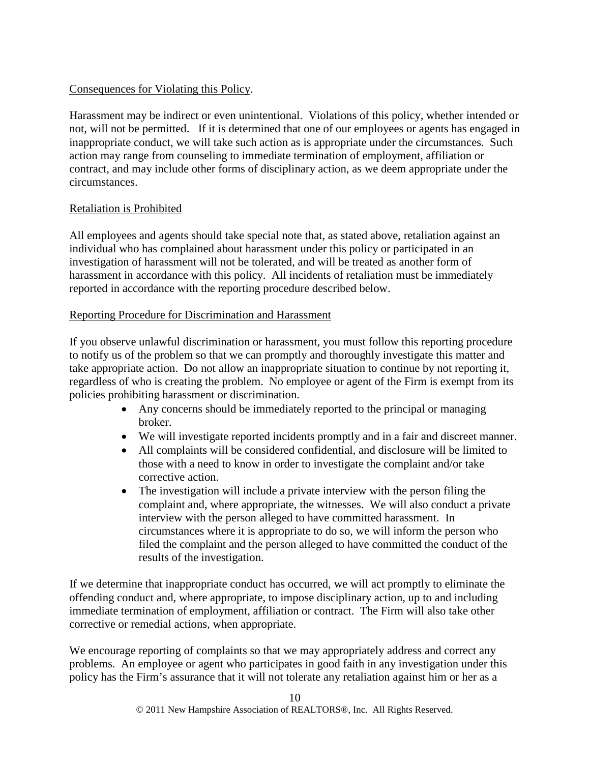<u>Consequences for Violating this Policy</u>.

Harassment may be indirect or even unintentional. Violations of this policy, whether intended or not, will not be permitted. If it is determined that one of our employees or agents has engaged in inappropriate conduct, we will take such action as is appropriate under the circumstances. Such action may range from counseling to immediate termination of employment, affiliation or contract, and may include other forms of disciplinary action, as we deem appropriate under the circumstances.

<u>Retaliation is Prohibited</u>

All employees and agents should take special note that, as stated above, retaliation against an individual who has complained about harassment under this policy or participated in an investigation of harassment will not be tolerated, and will be treated as another form of harassment in accordance with this policy. All incidents of retaliation must be immediately reported in accordance with the reporting procedure described below.

<u>Reporting Procedure for Discrimination and Harassment</u>

If you observe unlawful discrimination or harassment, you must follow this reporting procedure to notify us of the problem so that we can promptly and thoroughly investigate this matter and take appropriate action. Do not allow an inappropriate situation to continue by not reporting it, regardless of who is creating the problem. No employee or agent of the Firm is exempt from its policies prohibiting harassment or discrimination.

- Any concerns should be immediately reported to the principal or managing broker.
- We will investigate reported incidents promptly and in a fair and discreet manner.
- All complaints will be considered confidential, and disclosure will be limited to those with a need to know in order to investigate the complaint and/or take corrective action.
- The investigation will include a private interview with the person filing the complaint and, where appropriate, the witnesses. We will also conduct a private interview with the person alleged to have committed harassment. In circumstances where it is appropriate to do so, we will inform the person who filed the complaint and the person alleged to have committed the conduct of the results of the investigation.

If we determine that inappropriate conduct has occurred, we will act promptly to eliminate the offending conduct and, where appropriate, to impose disciplinary action, up to and including immediate termination of employment, affiliation or contract. The Firm will also take other corrective or remedial actions, when appropriate.

We encourage reporting of complaints so that we may appropriately address and correct any problems. An employee or agent who participates in good faith in any investigation under this policy has the Firm's assurance that it will not tolerate any retaliation against him or her as a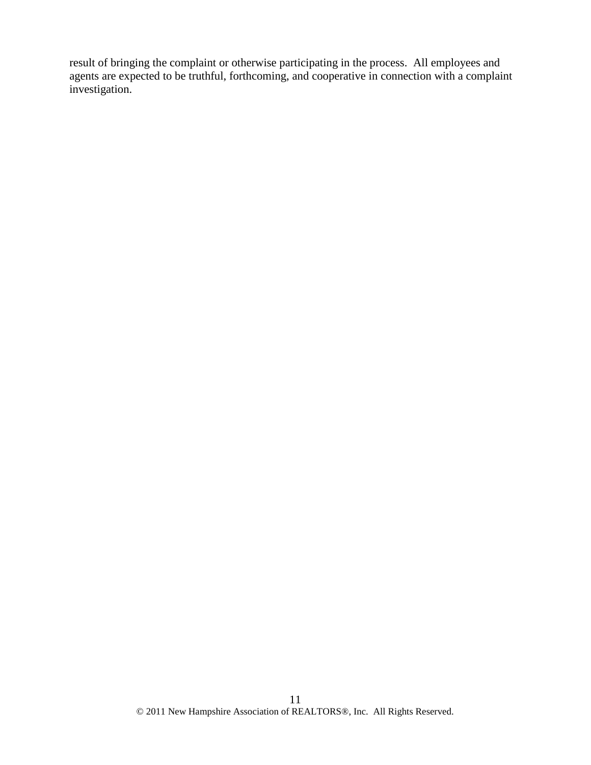result of bringing the complaint or otherwise participating in the process. All employees and agents are expected to be truthful, forthcoming, and cooperative in connection with a complaint investigation.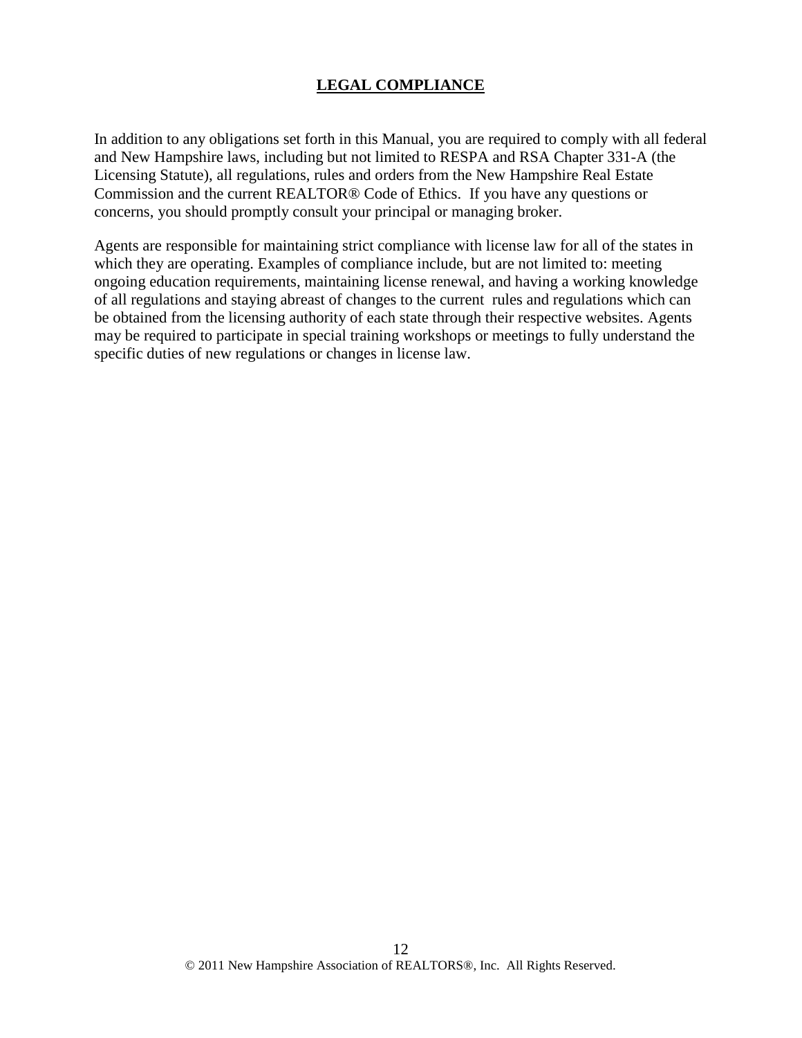## LEGAL COMPLIANCE

In addition to any obligations set forth in this Manual, you are required to comply with all federal and New Hampshire laws, including but not limited to RESPA and RSA Chapter 331-A (the Licensing Statute), all regulations, rules and orders from the New Hampshire Real Estate Commission and the current REALTOR® Code of Ethics. If you have any questions or concerns, you should promptly consult your principal or managing broker.

Agents are responsible for maintaining strict compliance with license law for all of the states in which they are operating. Examples of compliance include, but are not limited to: meeting ongoing education requirements, maintaining license renewal, and having a working knowledge of all regulations and staying abreast of changes to the current rules and regulations which can be obtained from the licensing authority of each state through their respective websites. Agents may be required to participate in special training workshops or meetings to fully understand the specific duties of new regulations or changes in license law.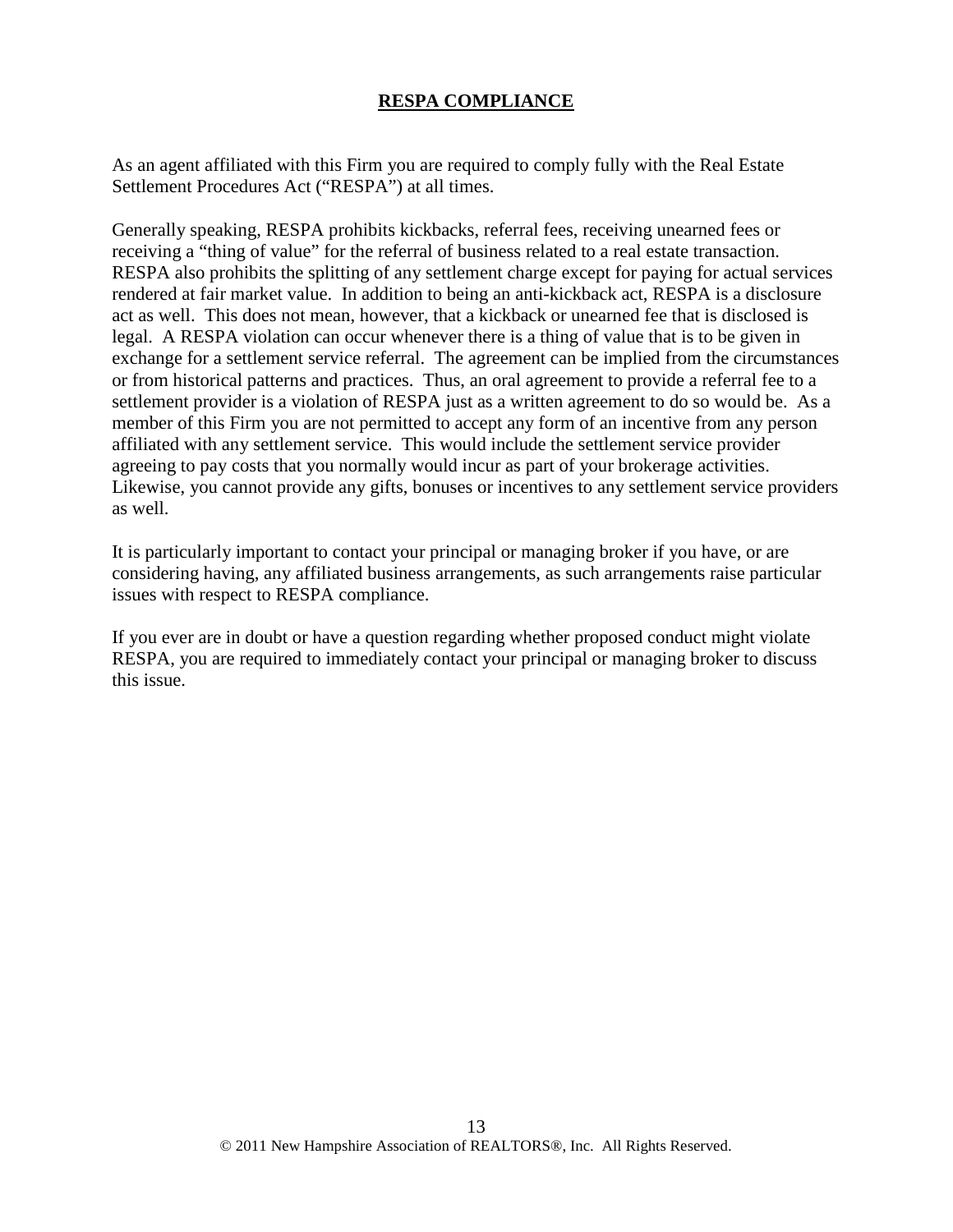## RESPA COMPLIANCE

As an agent affiliated with this Firm you are required to comply fully with the Real Estate Settlement Procedures Act ("RESPA") at all times.

Generally speaking, RESPA prohibits kickbacks, referral fees, receiving unearned fees or receiving a "thing of value" for the referral of business related to a real estate transaction. RESPA also prohibits the splitting of any settlement charge except for paying for actual services rendered at fair market value. In addition to being an anti-kickback act, RESPA is a disclosure act as well. This does not mean, however, that a kickback or unearned fee that is disclosed is legal. A RESPA violation can occur whenever there is a thing of value that is to be given in exchange for a settlement service referral. The agreement can be implied from the circumstances or from historical patterns and practices. Thus, an oral agreement to provide a referral fee to a settlement provider is a violation of RESPA just as a written agreement to do so would be. As a member of this Firm you are not permitted to accept any form of an incentive from any person affiliated with any settlement service. This would include the settlement service provider agreeing to pay costs that you normally would incur as part of your brokerage activities. Likewise, you cannot provide any gifts, bonuses or incentives to any settlement service providers as well.

It is particularly important to contact your principal or managing broker if you have, or are considering having, any affiliated business arrangements, as such arrangements raise particular issues with respect to RESPA compliance.

If you ever are in doubt or have a question regarding whether proposed conduct might violate RESPA, you are required to immediately contact your principal or managing broker to discuss this issue.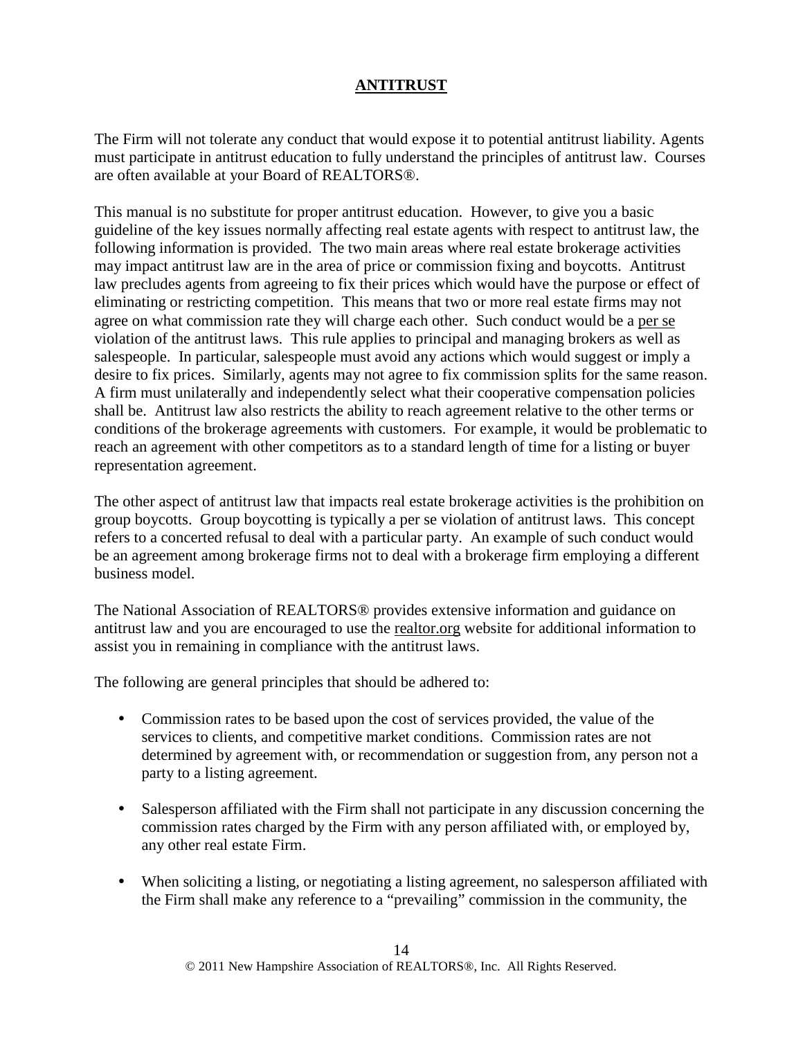## ANTITRUST

The Firm will not tolerate any conduct that would expose it to potential antitrust liability. Agents must participate in antitrust education to fully understand the principles of antitrust law. Courses are often available at your Board of REALTORS®.

This manual is no substitute for proper antitrust education. However, to give you a basic guideline of the key issues normally affecting real estate agents with respect to antitrust law, the following information is provided. The two main areas where real estate brokerage activities may impact antitrust law are in the area of price or commission fixing and boycotts. Antitrust law precludes agents from agreeing to fix their prices which would have the purpose or effect of eliminating or restricting competition. This means that two or more real estate firms may not agree on what commission rate they will charge each other. Such conduct would be a per se violation of the antitrust laws. This rule applies to principal and managing brokers as well as salespeople. In particular, salespeople must avoid any actions which would suggest or imply a desire to fix prices. Similarly, agents may not agree to fix commission splits for the same reason. A firm must unilaterally and independently select what their cooperative compensation policies shall be. Antitrust law also restricts the ability to reach agreement relative to the other terms or conditions of the brokerage agreements with customers. For example, it would be problematic to reach an agreement with other competitors as to a standard length of time for a listing or buyer representation agreement.

The other aspect of antitrust law that impacts real estate brokerage activities is the prohibition on group boycotts. Group boycotting is typically a per se violation of antitrust laws. This concept refers to a concerted refusal to deal with a particular party. An example of such conduct would be an agreement among brokerage firms not to deal with a brokerage firm employing a different business model.

The National Association of REALTORS® provides extensive information and guidance on antitrust law and you are encouraged to use the realtor.org website for additional information to assist you in remaining in compliance with the antitrust laws.

The following are general principles that should be adhered to:

- Commission rates to be based upon the cost of services provided, the value of the services to clients, and competitive market conditions. Commission rates are not determined by agreement with, or recommendation or suggestion from, any person not a party to a listing agreement.

- Salesperson affiliated with the Firm shall not participate in any discussion concerning the commission rates charged by the Firm with any person affiliated with, or employed by, any other real estate Firm.

- When soliciting a listing, or negotiating a listing agreement, no salesperson affiliated with the Firm shall make any reference to a "prevailing" commission in the community, the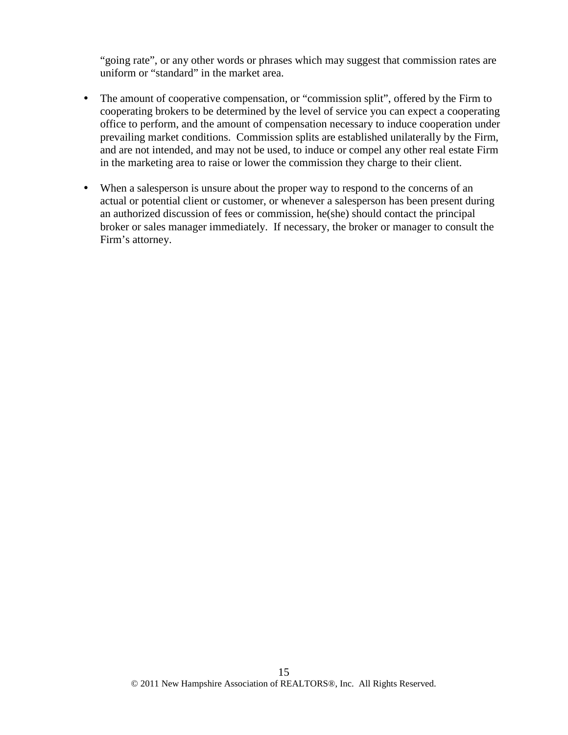"going rate", or any other words or phrases which may suggest that commission rates are uniform or "standard" in the market area.

- The amount of cooperative compensation, or "commission split", offered by the Firm to cooperating brokers to be determined by the level of service you can expect a cooperating office to perform, and the amount of compensation necessary to induce cooperation under prevailing market conditions. Commission splits are established unilaterally by the Firm, and are not intended, and may not be used, to induce or compel any other real estate Firm in the marketing area to raise or lower the commission they charge to their client.

- When a salesperson is unsure about the proper way to respond to the concerns of an actual or potential client or customer, or whenever a salesperson has been present during an authorized discussion of fees or commission, he(she) should contact the principal broker or sales manager immediately. If necessary, the broker or manager to consult the Firm's attorney.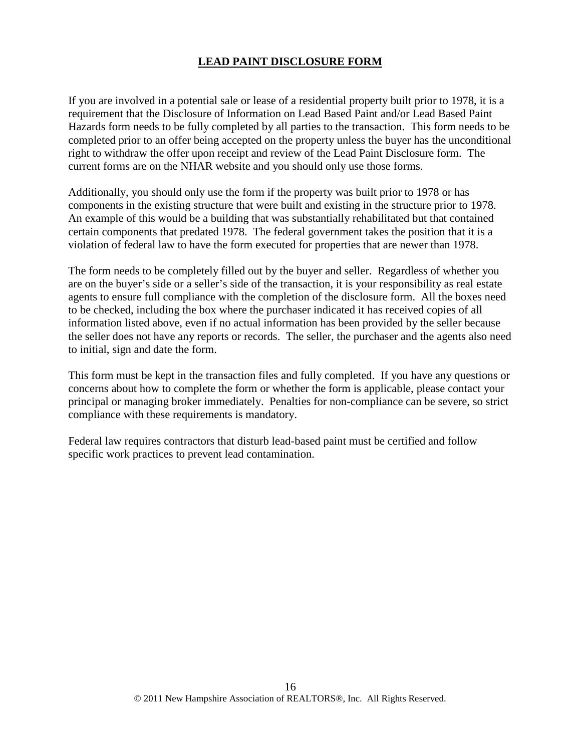## **LEAD PAINT DISCLOSURE FORM**

If you are involved in a potential sale or lease of a residential property built prior to 1978, it is a requirement that the Disclosure of Information on Lead Based Paint and/or Lead Based Paint Hazards form needs to be fully completed by all parties to the transaction. This form needs to be completed prior to an offer being accepted on the property unless the buyer has the unconditional right to withdraw the offer upon receipt and review of the Lead Paint Disclosure form. The current forms are on the NHAR website and you should only use those forms.

Additionally, you should only use the form if the property was built prior to 1978 or has components in the existing structure that were built and existing in the structure prior to 1978. An example of this would be a building that was substantially rehabilitated but that contained certain components that predated 1978. The federal government takes the position that it is a violation of federal law to have the form executed for properties that are newer than 1978.

The form needs to be completely filled out by the buyer and seller. Regardless of whether you are on the buyer's side or a seller's side of the transaction, it is your responsibility as real estate agents to ensure full compliance with the completion of the disclosure form. All the boxes need to be checked, including the box where the purchaser indicated it has received copies of all information listed above, even if no actual information has been provided by the seller because the seller does not have any reports or records. The seller, the purchaser and the agents also need to initial, sign and date the form.

This form must be kept in the transaction files and fully completed. If you have any questions or concerns about how to complete the form or whether the form is applicable, please contact your principal or managing broker immediately. Penalties for non-compliance can be severe, so strict compliance with these requirements is mandatory.

Federal law requires contractors that disturb lead-based paint must be certified and follow specific work practices to prevent lead contamination.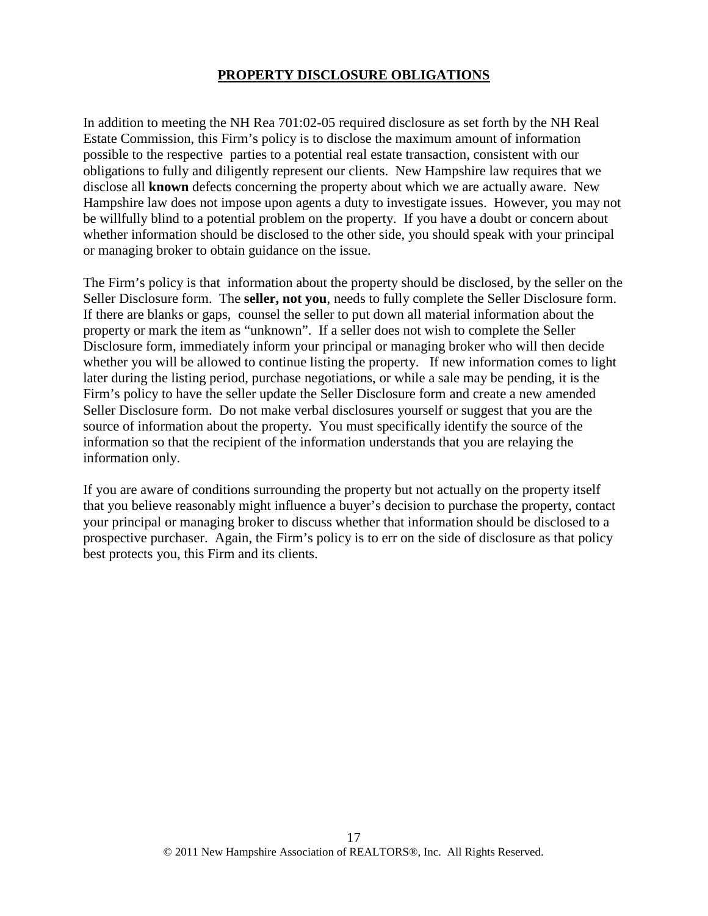# PROPERTY DISCLOSURE OBLIGATIONS

In addition to meeting the NH Rea 701:02-05 required disclosure as set forth by the NH Real Estate Commission, this Firm's policy is to disclose the maximum amount of information possible to the respective parties to a potential real estate transaction, consistent with our obligations to fully and diligently represent our clients. New Hampshire law requires that we disclose all **known** defects concerning the property about which we are actually aware. New Hampshire law does not impose upon agents a duty to investigate issues. However, you may not be willfully blind to a potential problem on the property. If you have a doubt or concern about whether information should be disclosed to the other side, you should speak with your principal or managing broker to obtain guidance on the issue.

The Firm's policy is that information about the property should be disclosed, by the seller on the Seller Disclosure form. The **seller, not you**, needs to fully complete the Seller Disclosure form. If there are blanks or gaps, counsel the seller to put down all material information about the property or mark the item as "unknown". If a seller does not wish to complete the Seller Disclosure form, immediately inform your principal or managing broker who will then decide whether you will be allowed to continue listing the property. If new information comes to light later during the listing period, purchase negotiations, or while a sale may be pending, it is the Firm's policy to have the seller update the Seller Disclosure form and create a new amended Seller Disclosure form. Do not make verbal disclosures yourself or suggest that you are the source of information about the property. You must specifically identify the source of the information so that the recipient of the information understands that you are relaying the information only.

If you are aware of conditions surrounding the property but not actually on the property itself that you believe reasonably might influence a buyer's decision to purchase the property, contact your principal or managing broker to discuss whether that information should be disclosed to a prospective purchaser. Again, the Firm's policy is to err on the side of disclosure as that policy best protects you, this Firm and its clients.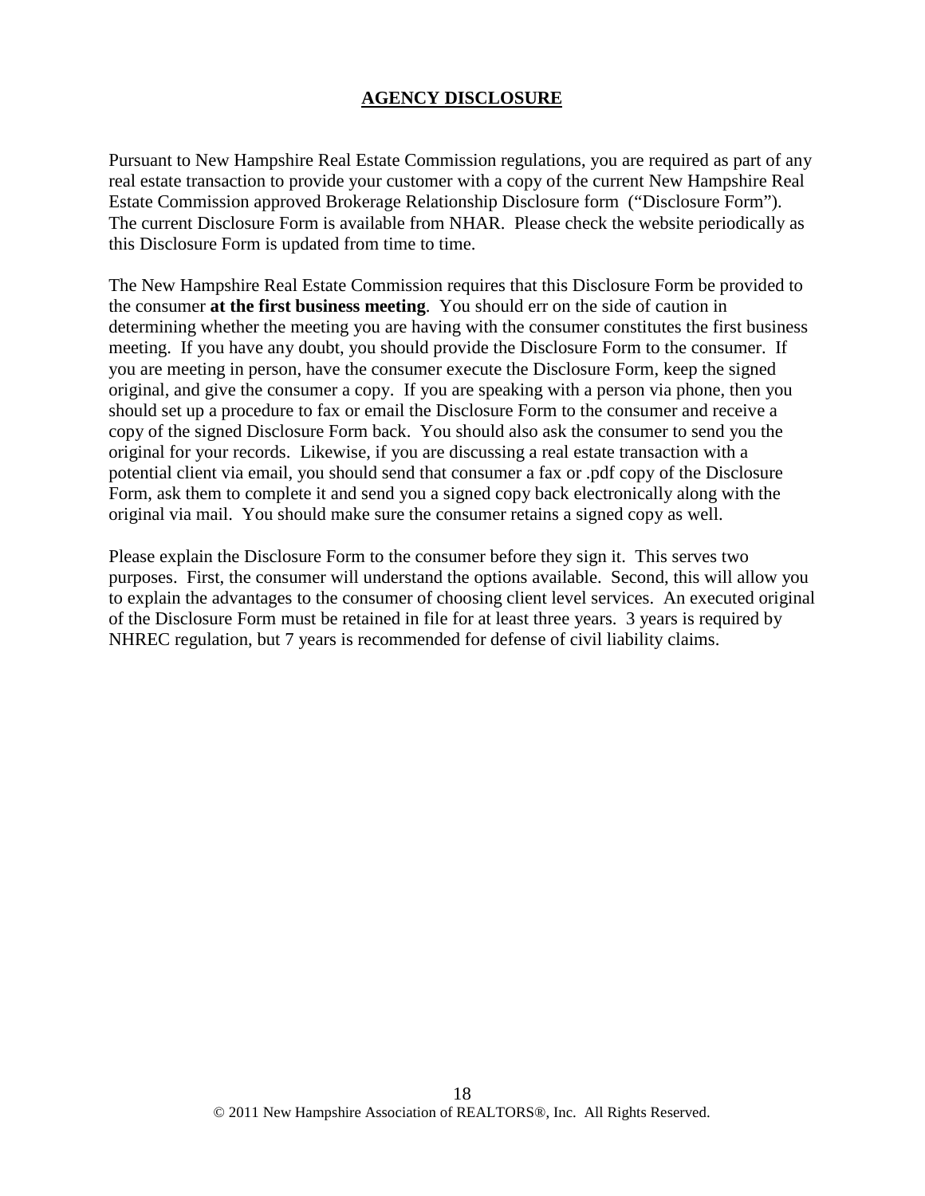## AGENCY DISCLOSURE

Pursuant to New Hampshire Real Estate Commission regulations, you are required as part of any real estate transaction to provide your customer with a copy of the current New Hampshire Real Estate Commission approved Brokerage Relationship Disclosure form ("Disclosure Form"). The current Disclosure Form is available from NHAR. Please check the website periodically as this Disclosure Form is updated from time to time.

The New Hampshire Real Estate Commission requires that this Disclosure Form be provided to the consumer **at the first business meeting**. You should err on the side of caution in determining whether the meeting you are having with the consumer constitutes the first business meeting. If you have any doubt, you should provide the Disclosure Form to the consumer. If you are meeting in person, have the consumer execute the Disclosure Form, keep the signed original, and give the consumer a copy. If you are speaking with a person via phone, then you should set up a procedure to fax or email the Disclosure Form to the consumer and receive a copy of the signed Disclosure Form back. You should also ask the consumer to send you the original for your records. Likewise, if you are discussing a real estate transaction with a potential client via email, you should send that consumer a fax or .pdf copy of the Disclosure Form, ask them to complete it and send you a signed copy back electronically along with the original via mail. You should make sure the consumer retains a signed copy as well.

Please explain the Disclosure Form to the consumer before they sign it. This serves two purposes. First, the consumer will understand the options available. Second, this will allow you to explain the advantages to the consumer of choosing client level services. An executed original of the Disclosure Form must be retained in file for at least three years. 3 years is required by NHREC regulation, but 7 years is recommended for defense of civil liability claims.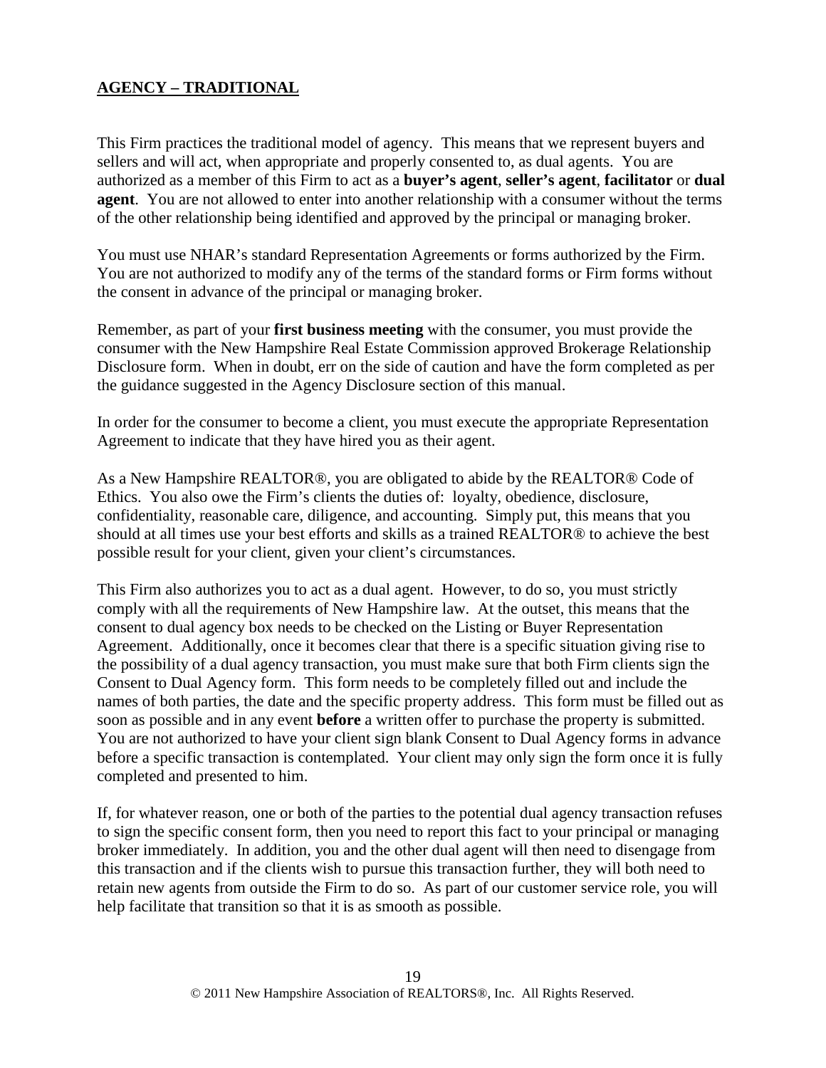## **AGENCY – TRADITIONAL**

This Firm practices the traditional model of agency. This means that we represent buyers and sellers and will act, when appropriate and properly consented to, as dual agents. You are authorized as a member of this Firm to act as a **buyer's agent**, **seller's agent**, **facilitator** or **dual agent**. You are not allowed to enter into another relationship with a consumer without the terms of the other relationship being identified and approved by the principal or managing broker.

You must use NHAR's standard Representation Agreements or forms authorized by the Firm. You are not authorized to modify any of the terms of the standard forms or Firm forms without the consent in advance of the principal or managing broker.

Remember, as part of your **first business meeting** with the consumer, you must provide the consumer with the New Hampshire Real Estate Commission approved Brokerage Relationship Disclosure form. When in doubt, err on the side of caution and have the form completed as per the guidance suggested in the Agency Disclosure section of this manual.

In order for the consumer to become a client, you must execute the appropriate Representation Agreement to indicate that they have hired you as their agent.

As a New Hampshire REALTOR®, you are obligated to abide by the REALTOR® Code of Ethics. You also owe the Firm's clients the duties of: loyalty, obedience, disclosure, confidentiality, reasonable care, diligence, and accounting. Simply put, this means that you should at all times use your best efforts and skills as a trained REALTOR® to achieve the best possible result for your client, given your client's circumstances.

This Firm also authorizes you to act as a dual agent. However, to do so, you must strictly comply with all the requirements of New Hampshire law. At the outset, this means that the consent to dual agency box needs to be checked on the Listing or Buyer Representation Agreement. Additionally, once it becomes clear that there is a specific situation giving rise to the possibility of a dual agency transaction, you must make sure that both Firm clients sign the Consent to Dual Agency form. This form needs to be completely filled out and include the names of both parties, the date and the specific property address. This form must be filled out as soon as possible and in any event **before** a written offer to purchase the property is submitted. You are not authorized to have your client sign blank Consent to Dual Agency forms in advance before a specific transaction is contemplated. Your client may only sign the form once it is fully completed and presented to him.

If, for whatever reason, one or both of the parties to the potential dual agency transaction refuses to sign the specific consent form, then you need to report this fact to your principal or managing broker immediately. In addition, you and the other dual agent will then need to disengage from this transaction and if the clients wish to pursue this transaction further, they will both need to retain new agents from outside the Firm to do so. As part of our customer service role, you will help facilitate that transition so that it is as smooth as possible.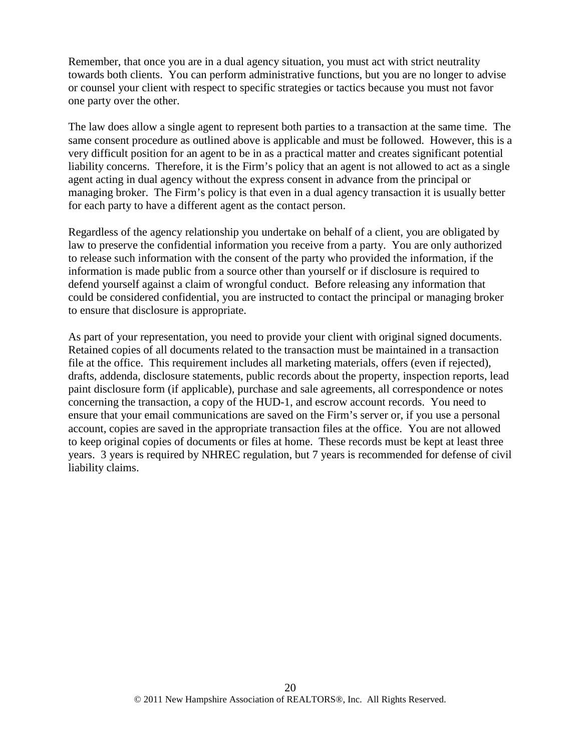Remember, that once you are in a dual agency situation, you must act with strict neutrality towards both clients. You can perform administrative functions, but you are no longer to advise or counsel your client with respect to specific strategies or tactics because you must not favor one party over the other.

The law does allow a single agent to represent both parties to a transaction at the same time. The same consent procedure as outlined above is applicable and must be followed. However, this is a very difficult position for an agent to be in as a practical matter and creates significant potential liability concerns. Therefore, it is the Firm's policy that an agent is not allowed to act as a single agent acting in dual agency without the express consent in advance from the principal or managing broker. The Firm's policy is that even in a dual agency transaction it is usually better for each party to have a different agent as the contact person.

Regardless of the agency relationship you undertake on behalf of a client, you are obligated by law to preserve the confidential information you receive from a party. You are only authorized to release such information with the consent of the party who provided the information, if the information is made public from a source other than yourself or if disclosure is required to defend yourself against a claim of wrongful conduct. Before releasing any information that could be considered confidential, you are instructed to contact the principal or managing broker to ensure that disclosure is appropriate.

As part of your representation, you need to provide your client with original signed documents. Retained copies of all documents related to the transaction must be maintained in a transaction file at the office. This requirement includes all marketing materials, offers (even if rejected), drafts, addenda, disclosure statements, public records about the property, inspection reports, lead paint disclosure form (if applicable), purchase and sale agreements, all correspondence or notes concerning the transaction, a copy of the HUD-1, and escrow account records. You need to ensure that your email communications are saved on the Firm's server or, if you use a personal account, copies are saved in the appropriate transaction files at the office. You are not allowed to keep original copies of documents or files at home. These records must be kept at least three years. 3 years is required by NHREC regulation, but 7 years is recommended for defense of civil liability claims.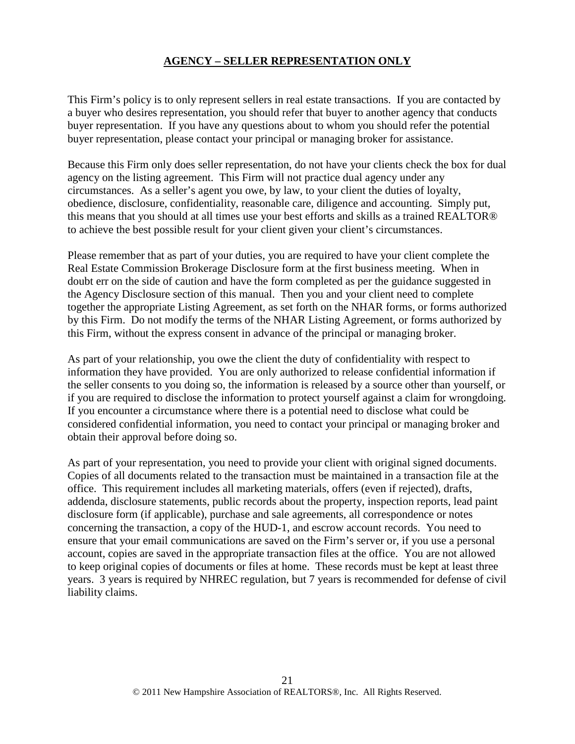## AGENCY – SELLER REPRESENTATION ONLY

This Firm's policy is to only represent sellers in real estate transactions. If you are contacted by a buyer who desires representation, you should refer that buyer to another agency that conducts buyer representation. If you have any questions about to whom you should refer the potential buyer representation, please contact your principal or managing broker for assistance.

Because this Firm only does seller representation, do not have your clients check the box for dual agency on the listing agreement. This Firm will not practice dual agency under any circumstances. As a seller's agent you owe, by law, to your client the duties of loyalty, obedience, disclosure, confidentiality, reasonable care, diligence and accounting. Simply put, this means that you should at all times use your best efforts and skills as a trained REALTOR® to achieve the best possible result for your client given your client's circumstances.

Please remember that as part of your duties, you are required to have your client complete the Real Estate Commission Brokerage Disclosure form at the first business meeting. When in doubt err on the side of caution and have the form completed as per the guidance suggested in the Agency Disclosure section of this manual. Then you and your client need to complete together the appropriate Listing Agreement, as set forth on the NHAR forms, or forms authorized by this Firm. Do not modify the terms of the NHAR Listing Agreement, or forms authorized by this Firm, without the express consent in advance of the principal or managing broker.

As part of your relationship, you owe the client the duty of confidentiality with respect to information they have provided. You are only authorized to release confidential information if the seller consents to you doing so, the information is released by a source other than yourself, or if you are required to disclose the information to protect yourself against a claim for wrongdoing. If you encounter a circumstance where there is a potential need to disclose what could be considered confidential information, you need to contact your principal or managing broker and obtain their approval before doing so.

As part of your representation, you need to provide your client with original signed documents. Copies of all documents related to the transaction must be maintained in a transaction file at the office. This requirement includes all marketing materials, offers (even if rejected), drafts, addenda, disclosure statements, public records about the property, inspection reports, lead paint disclosure form (if applicable), purchase and sale agreements, all correspondence or notes concerning the transaction, a copy of the HUD-1, and escrow account records. You need to ensure that your email communications are saved on the Firm's server or, if you use a personal account, copies are saved in the appropriate transaction files at the office. You are not allowed to keep original copies of documents or files at home. These records must be kept at least three years. 3 years is required by NHREC regulation, but 7 years is recommended for defense of civil liability claims.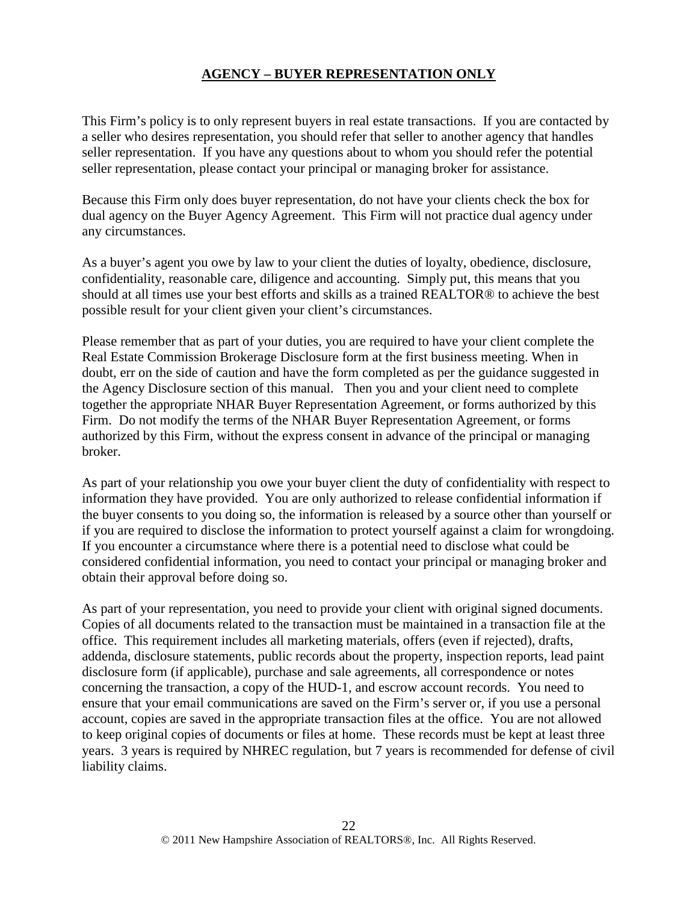## AGENCY – BUYER REPRESENTATION ONLY

This Firm's policy is to only represent buyers in real estate transactions. If you are contacted by a seller who desires representation, you should refer that seller to another agency that handles seller representation. If you have any questions about to whom you should refer the potential seller representation, please contact your principal or managing broker for assistance.

Because this Firm only does buyer representation, do not have your clients check the box for dual agency on the Buyer Agency Agreement. This Firm will not practice dual agency under any circumstances.

As a buyer's agent you owe by law to your client the duties of loyalty, obedience, disclosure, confidentiality, reasonable care, diligence and accounting. Simply put, this means that you should at all times use your best efforts and skills as a trained REALTOR® to achieve the best possible result for your client given your client's circumstances.

Please remember that as part of your duties, you are required to have your client complete the Real Estate Commission Brokerage Disclosure form at the first business meeting. When in doubt, err on the side of caution and have the form completed as per the guidance suggested in the Agency Disclosure section of this manual. Then you and your client need to complete together the appropriate NHAR Buyer Representation Agreement, or forms authorized by this Firm. Do not modify the terms of the NHAR Buyer Representation Agreement, or forms authorized by this Firm, without the express consent in advance of the principal or managing broker.

As part of your relationship you owe your buyer client the duty of confidentiality with respect to information they have provided. You are only authorized to release confidential information if the buyer consents to you doing so, the information is released by a source other than yourself or if you are required to disclose the information to protect yourself against a claim for wrongdoing. If you encounter a circumstance where there is a potential need to disclose what could be considered confidential information, you need to contact your principal or managing broker and obtain their approval before doing so.

As part of your representation, you need to provide your client with original signed documents. Copies of all documents related to the transaction must be maintained in a transaction file at the office. This requirement includes all marketing materials, offers (even if rejected), drafts, addenda, disclosure statements, public records about the property, inspection reports, lead paint disclosure form (if applicable), purchase and sale agreements, all correspondence or notes concerning the transaction, a copy of the HUD-1, and escrow account records. You need to ensure that your email communications are saved on the Firm's server or, if you use a personal account, copies are saved in the appropriate transaction files at the office. You are not allowed to keep original copies of documents or files at home. These records must be kept at least three years. 3 years is required by NHREC regulation, but 7 years is recommended for defense of civil liability claims.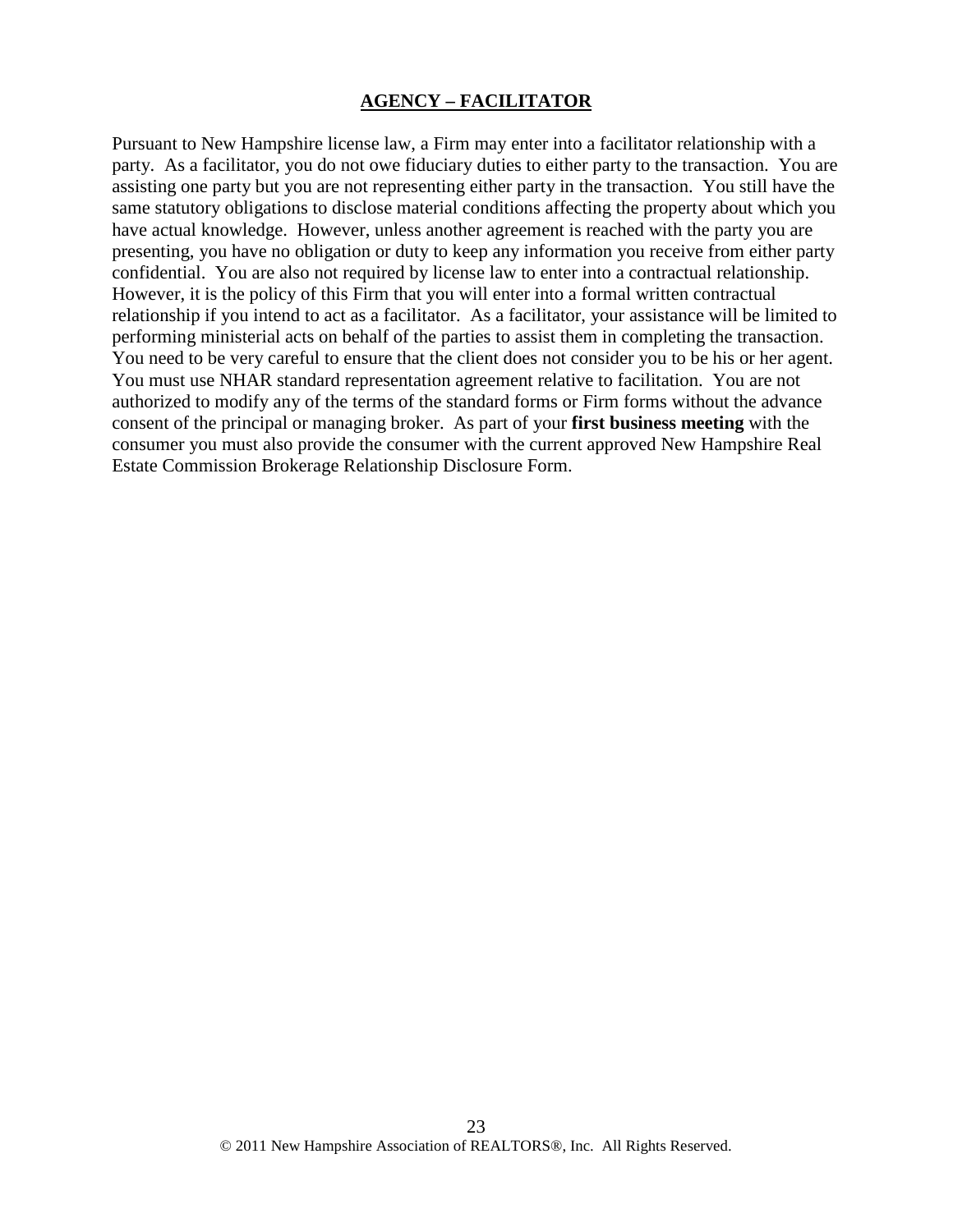## AGENCY – FACILITATOR

Pursuant to New Hampshire license law, a Firm may enter into a facilitator relationship with a party. As a facilitator, you do not owe fiduciary duties to either party to the transaction. You are assisting one party but you are not representing either party in the transaction. You still have the same statutory obligations to disclose material conditions affecting the property about which you have actual knowledge. However, unless another agreement is reached with the party you are presenting, you have no obligation or duty to keep any information you receive from either party confidential. You are also not required by license law to enter into a contractual relationship. However, it is the policy of this Firm that you will enter into a formal written contractual relationship if you intend to act as a facilitator. As a facilitator, your assistance will be limited to performing ministerial acts on behalf of the parties to assist them in completing the transaction. You need to be very careful to ensure that the client does not consider you to be his or her agent. You must use NHAR standard representation agreement relative to facilitation. You are not authorized to modify any of the terms of the standard forms or Firm forms without the advance consent of the principal or managing broker. As part of your **first business meeting** with the consumer you must also provide the consumer with the current approved New Hampshire Real Estate Commission Brokerage Relationship Disclosure Form.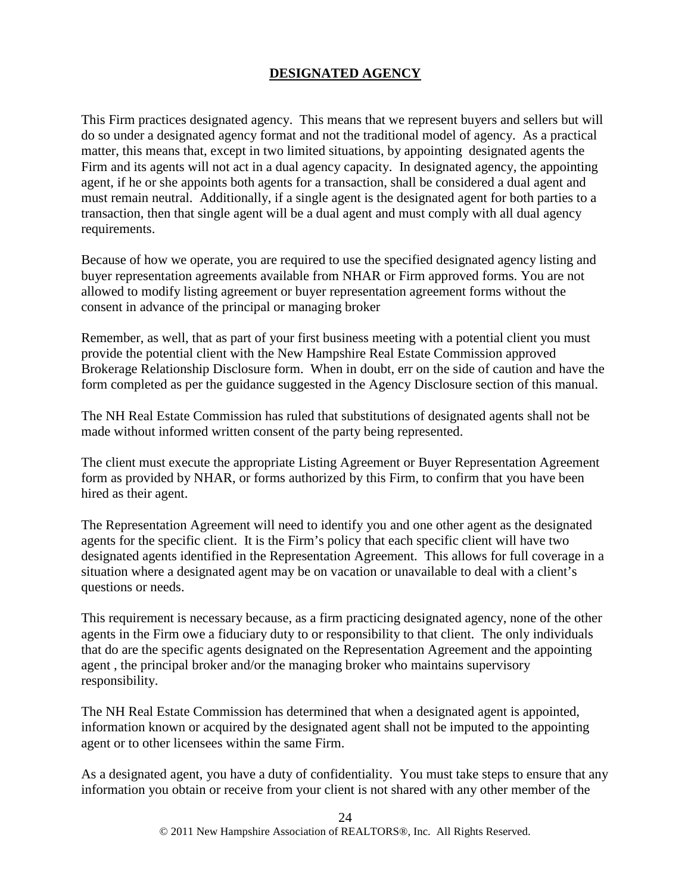## **DESIGNATED AGENCY**

This Firm practices designated agency. This means that we represent buyers and sellers but will do so under a designated agency format and not the traditional model of agency. As a practical matter, this means that, except in two limited situations, by appointing designated agents the Firm and its agents will not act in a dual agency capacity. In designated agency, the appointing agent, if he or she appoints both agents for a transaction, shall be considered a dual agent and must remain neutral. Additionally, if a single agent is the designated agent for both parties to a transaction, then that single agent will be a dual agent and must comply with all dual agency requirements.

Because of how we operate, you are required to use the specified designated agency listing and buyer representation agreements available from NHAR or Firm approved forms. You are not allowed to modify listing agreement or buyer representation agreement forms without the consent in advance of the principal or managing broker

Remember, as well, that as part of your first business meeting with a potential client you must provide the potential client with the New Hampshire Real Estate Commission approved Brokerage Relationship Disclosure form. When in doubt, err on the side of caution and have the form completed as per the guidance suggested in the Agency Disclosure section of this manual.

The NH Real Estate Commission has ruled that substitutions of designated agents shall not be made without informed written consent of the party being represented.

The client must execute the appropriate Listing Agreement or Buyer Representation Agreement form as provided by NHAR, or forms authorized by this Firm, to confirm that you have been hired as their agent.

The Representation Agreement will need to identify you and one other agent as the designated agents for the specific client. It is the Firm's policy that each specific client will have two designated agents identified in the Representation Agreement. This allows for full coverage in a situation where a designated agent may be on vacation or unavailable to deal with a client's questions or needs.

This requirement is necessary because, as a firm practicing designated agency, none of the other agents in the Firm owe a fiduciary duty to or responsibility to that client. The only individuals that do are the specific agents designated on the Representation Agreement and the appointing agent , the principal broker and/or the managing broker who maintains supervisory responsibility.

The NH Real Estate Commission has determined that when a designated agent is appointed, information known or acquired by the designated agent shall not be imputed to the appointing agent or to other licensees within the same Firm.

As a designated agent, you have a duty of confidentiality. You must take steps to ensure that any information you obtain or receive from your client is not shared with any other member of the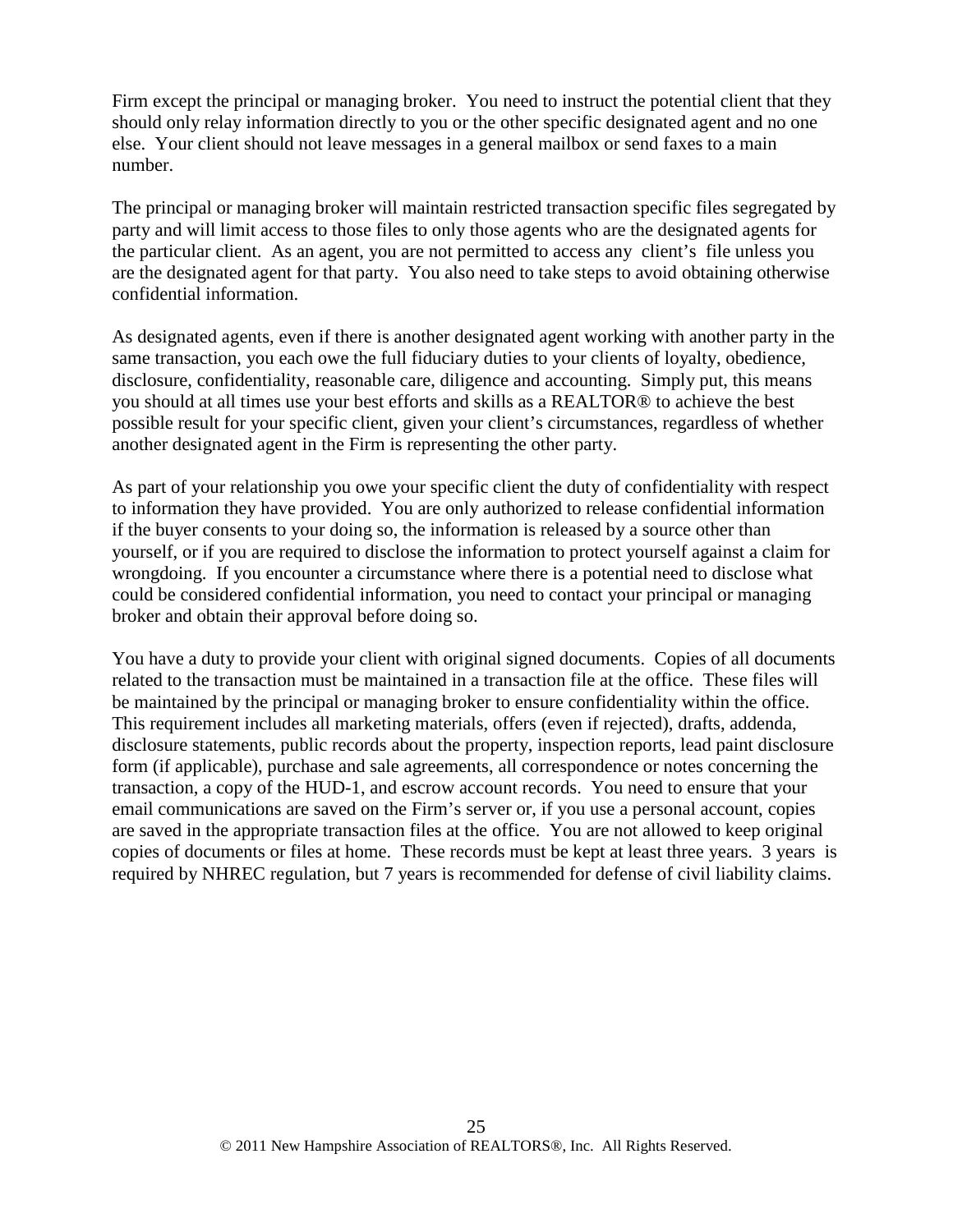Firm except the principal or managing broker. You need to instruct the potential client that they should only relay information directly to you or the other specific designated agent and no one else. Your client should not leave messages in a general mailbox or send faxes to a main number.

The principal or managing broker will maintain restricted transaction specific files segregated by party and will limit access to those files to only those agents who are the designated agents for the particular client. As an agent, you are not permitted to access any client's file unless you are the designated agent for that party. You also need to take steps to avoid obtaining otherwise confidential information.

As designated agents, even if there is another designated agent working with another party in the same transaction, you each owe the full fiduciary duties to your clients of loyalty, obedience, disclosure, confidentiality, reasonable care, diligence and accounting. Simply put, this means you should at all times use your best efforts and skills as a REALTOR® to achieve the best possible result for your specific client, given your client's circumstances, regardless of whether another designated agent in the Firm is representing the other party.

As part of your relationship you owe your specific client the duty of confidentiality with respect to information they have provided. You are only authorized to release confidential information if the buyer consents to your doing so, the information is released by a source other than yourself, or if you are required to disclose the information to protect yourself against a claim for wrongdoing. If you encounter a circumstance where there is a potential need to disclose what could be considered confidential information, you need to contact your principal or managing broker and obtain their approval before doing so.

You have a duty to provide your client with original signed documents. Copies of all documents related to the transaction must be maintained in a transaction file at the office. These files will be maintained by the principal or managing broker to ensure confidentiality within the office. This requirement includes all marketing materials, offers (even if rejected), drafts, addenda, disclosure statements, public records about the property, inspection reports, lead paint disclosure form (if applicable), purchase and sale agreements, all correspondence or notes concerning the transaction, a copy of the HUD-1, and escrow account records. You need to ensure that your email communications are saved on the Firm's server or, if you use a personal account, copies are saved in the appropriate transaction files at the office. You are not allowed to keep original copies of documents or files at home. These records must be kept at least three years. 3 years is required by NHREC regulation, but 7 years is recommended for defense of civil liability claims.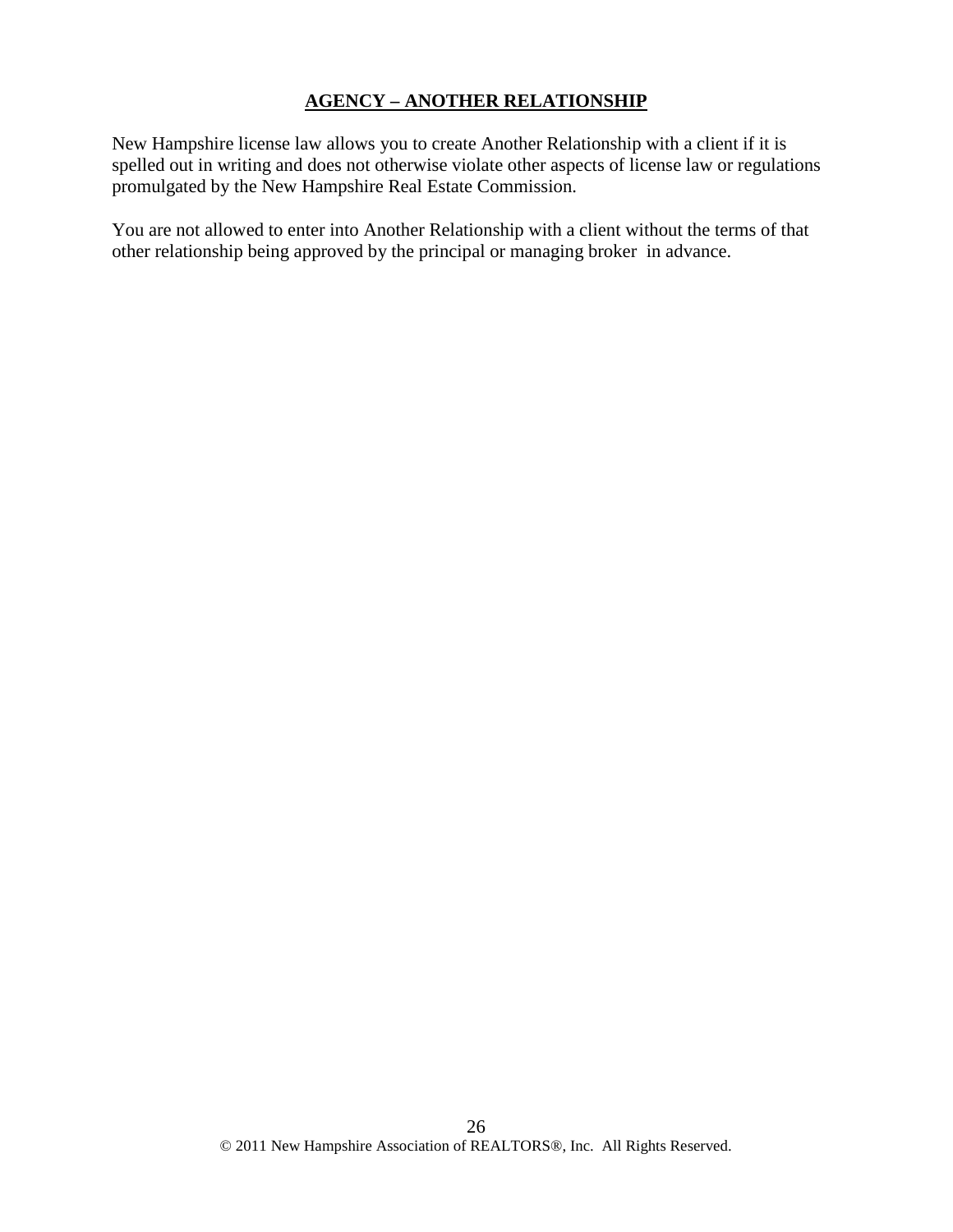## **AGENCY – ANOTHER RELATIONSHIP**

New Hampshire license law allows you to create Another Relationship with a client if it is spelled out in writing and does not otherwise violate other aspects of license law or regulations promulgated by the New Hampshire Real Estate Commission.

You are not allowed to enter into Another Relationship with a client without the terms of that other relationship being approved by the principal or managing broker in advance.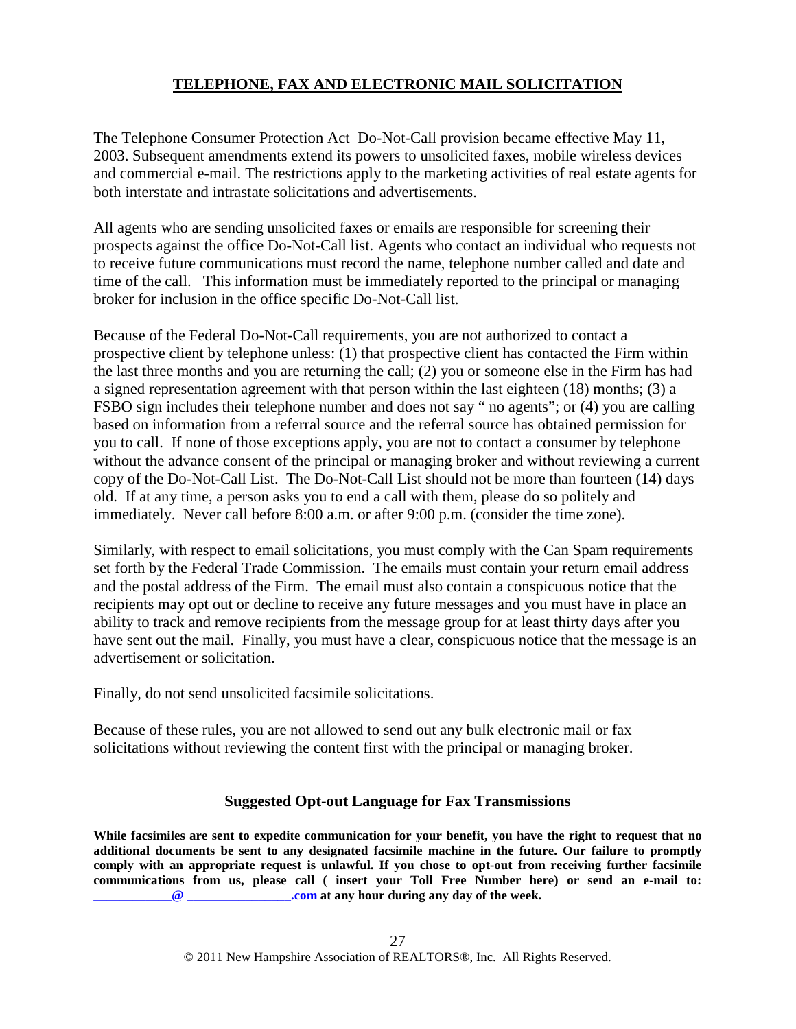## TELEPHONE, FAX AND ELECTRONIC MAIL SOLICITATION

The Telephone Consumer Protection Act Do-Not-Call provision became effective May 11, 2003. Subsequent amendments extend its powers to unsolicited faxes, mobile wireless devices and commercial e-mail. The restrictions apply to the marketing activities of real estate agents for both interstate and intrastate solicitations and advertisements.

All agents who are sending unsolicited faxes or emails are responsible for screening their prospects against the office Do-Not-Call list. Agents who contact an individual who requests not to receive future communications must record the name, telephone number called and date and time of the call. This information must be immediately reported to the principal or managing broker for inclusion in the office specific Do-Not-Call list.

Because of the Federal Do-Not-Call requirements, you are not authorized to contact a prospective client by telephone unless: (1) that prospective client has contacted the Firm within the last three months and you are returning the call; (2) you or someone else in the Firm has had a signed representation agreement with that person within the last eighteen (18) months; (3) a FSBO sign includes their telephone number and does not say " no agents"; or (4) you are calling based on information from a referral source and the referral source has obtained permission for you to call. If none of those exceptions apply, you are not to contact a consumer by telephone without the advance consent of the principal or managing broker and without reviewing a current copy of the Do-Not-Call List. The Do-Not-Call List should not be more than fourteen (14) days old. If at any time, a person asks you to end a call with them, please do so politely and immediately. Never call before 8:00 a.m. or after 9:00 p.m. (consider the time zone).

Similarly, with respect to email solicitations, you must comply with the Can Spam requirements set forth by the Federal Trade Commission. The emails must contain your return email address and the postal address of the Firm. The email must also contain a conspicuous notice that the recipients may opt out or decline to receive any future messages and you must have in place an ability to track and remove recipients from the message group for at least thirty days after you have sent out the mail. Finally, you must have a clear, conspicuous notice that the message is an advertisement or solicitation.

Finally, do not send unsolicited facsimile solicitations.

Because of these rules, you are not allowed to send out any bulk electronic mail or fax solicitations without reviewing the content first with the principal or managing broker.

### Suggested Opt-out Language for Fax Transmissions

**While facsimiles are sent to expedite communication for your benefit, you have the right to request that no additional documents be sent to any designated facsimile machine in the future. Our failure to promptly comply with an appropriate request is unlawful. If you chose to opt-out from receiving further facsimile communications from us, please call ( insert your Toll Free Number here) or send an e-mail to: ___________@ _______________.com at any hour during any day of the week.**

© 2011 New Hampshire Association of REALTORS®, Inc. All Rights Reserved.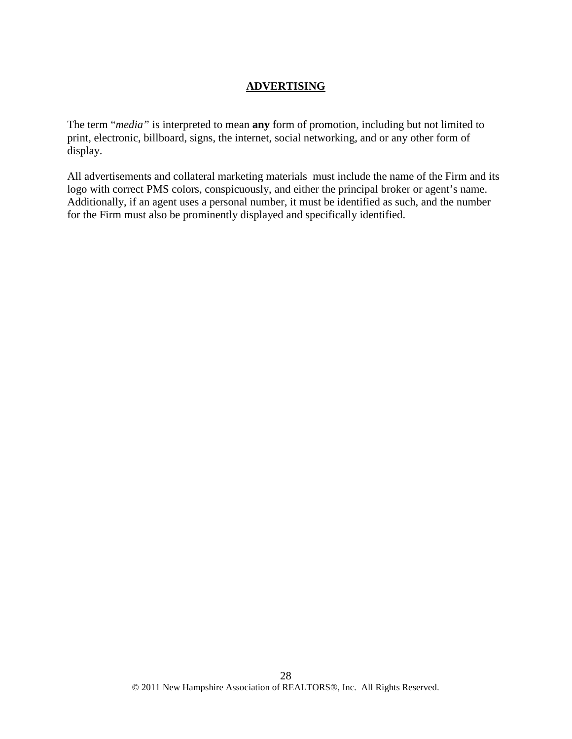## ADVERTISING

The term "*media*" is interpreted to mean **any** form of promotion, including but not limited to print, electronic, billboard, signs, the internet, social networking, and or any other form of display.

All advertisements and collateral marketing materials must include the name of the Firm and its logo with correct PMS colors, conspicuously, and either the principal broker or agent's name. Additionally, if an agent uses a personal number, it must be identified as such, and the number for the Firm must also be prominently displayed and specifically identified.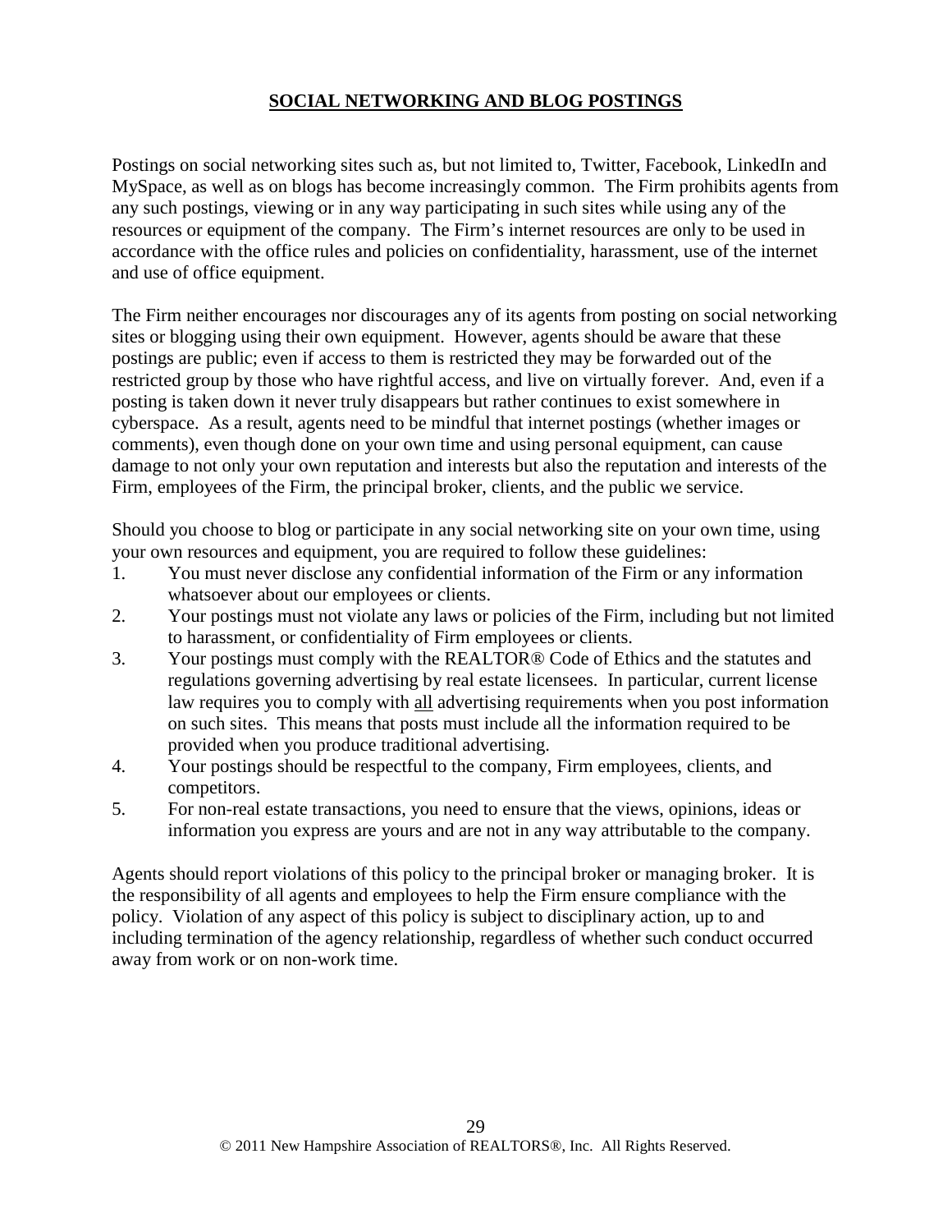## SOCIAL NETWORKING AND BLOG POSTINGS

Postings on social networking sites such as, but not limited to, Twitter, Facebook, LinkedIn and MySpace, as well as on blogs has become increasingly common. The Firm prohibits agents from any such postings, viewing or in any way participating in such sites while using any of the resources or equipment of the company. The Firm's internet resources are only to be used in accordance with the office rules and policies on confidentiality, harassment, use of the internet and use of office equipment.

The Firm neither encourages nor discourages any of its agents from posting on social networking sites or blogging using their own equipment. However, agents should be aware that these postings are public; even if access to them is restricted they may be forwarded out of the restricted group by those who have rightful access, and live on virtually forever. And, even if a posting is taken down it never truly disappears but rather continues to exist somewhere in cyberspace. As a result, agents need to be mindful that internet postings (whether images or comments), even though done on your own time and using personal equipment, can cause damage to not only your own reputation and interests but also the reputation and interests of the Firm, employees of the Firm, the principal broker, clients, and the public we service.

Should you choose to blog or participate in any social networking site on your own time, using your own resources and equipment, you are required to follow these guidelines:

1. You must never disclose any confidential information of the Firm or any information whatsoever about our employees or clients.
2. Your postings must not violate any laws or policies of the Firm, including but not limited to harassment, or confidentiality of Firm employees or clients.
3. Your postings must comply with the REALTOR® Code of Ethics and the statutes and regulations governing advertising by real estate licensees. In particular, current license law requires you to comply with <u>all</u> advertising requirements when you post information on such sites. This means that posts must include all the information required to be provided when you produce traditional advertising.
4. Your postings should be respectful to the company, Firm employees, clients, and competitors.
5. For non-real estate transactions, you need to ensure that the views, opinions, ideas or information you express are yours and are not in any way attributable to the company.

Agents should report violations of this policy to the principal broker or managing broker. It is the responsibility of all agents and employees to help the Firm ensure compliance with the policy. Violation of any aspect of this policy is subject to disciplinary action, up to and including termination of the agency relationship, regardless of whether such conduct occurred away from work or on non-work time.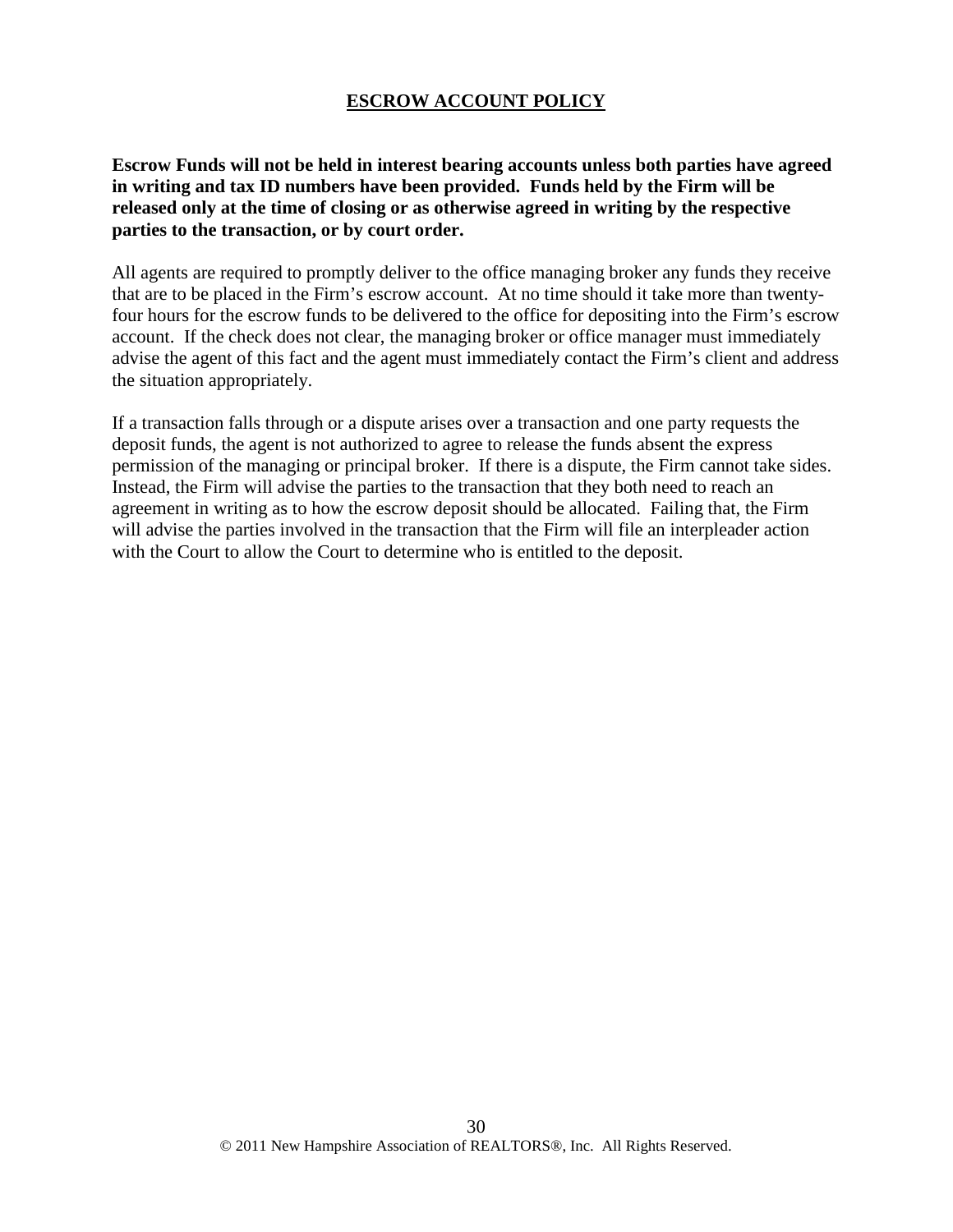## ESCROW ACCOUNT POLICY

**Escrow Funds will not be held in interest bearing accounts unless both parties have agreed in writing and tax ID numbers have been provided. Funds held by the Firm will be released only at the time of closing or as otherwise agreed in writing by the respective parties to the transaction, or by court order.**

All agents are required to promptly deliver to the office managing broker any funds they receive that are to be placed in the Firm's escrow account. At no time should it take more than twenty-four hours for the escrow funds to be delivered to the office for depositing into the Firm's escrow account. If the check does not clear, the managing broker or office manager must immediately advise the agent of this fact and the agent must immediately contact the Firm's client and address the situation appropriately.

If a transaction falls through or a dispute arises over a transaction and one party requests the deposit funds, the agent is not authorized to agree to release the funds absent the express permission of the managing or principal broker. If there is a dispute, the Firm cannot take sides. Instead, the Firm will advise the parties to the transaction that they both need to reach an agreement in writing as to how the escrow deposit should be allocated. Failing that, the Firm will advise the parties involved in the transaction that the Firm will file an interpleader action with the Court to allow the Court to determine who is entitled to the deposit.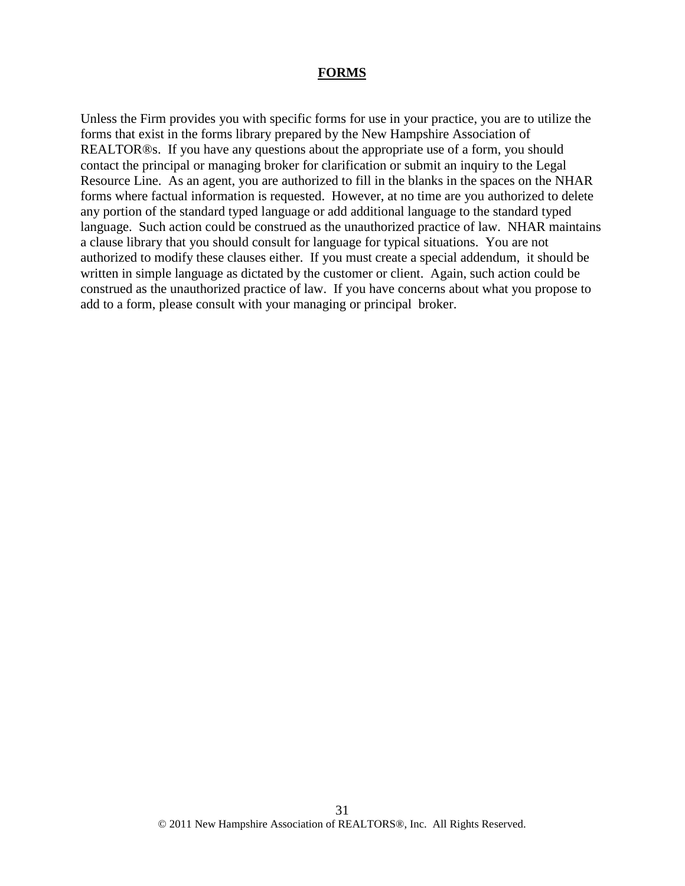## FORMS

Unless the Firm provides you with specific forms for use in your practice, you are to utilize the forms that exist in the forms library prepared by the New Hampshire Association of REALTOR®s. If you have any questions about the appropriate use of a form, you should contact the principal or managing broker for clarification or submit an inquiry to the Legal Resource Line. As an agent, you are authorized to fill in the blanks in the spaces on the NHAR forms where factual information is requested. However, at no time are you authorized to delete any portion of the standard typed language or add additional language to the standard typed language. Such action could be construed as the unauthorized practice of law. NHAR maintains a clause library that you should consult for language for typical situations. You are not authorized to modify these clauses either. If you must create a special addendum, it should be written in simple language as dictated by the customer or client. Again, such action could be construed as the unauthorized practice of law. If you have concerns about what you propose to add to a form, please consult with your managing or principal broker.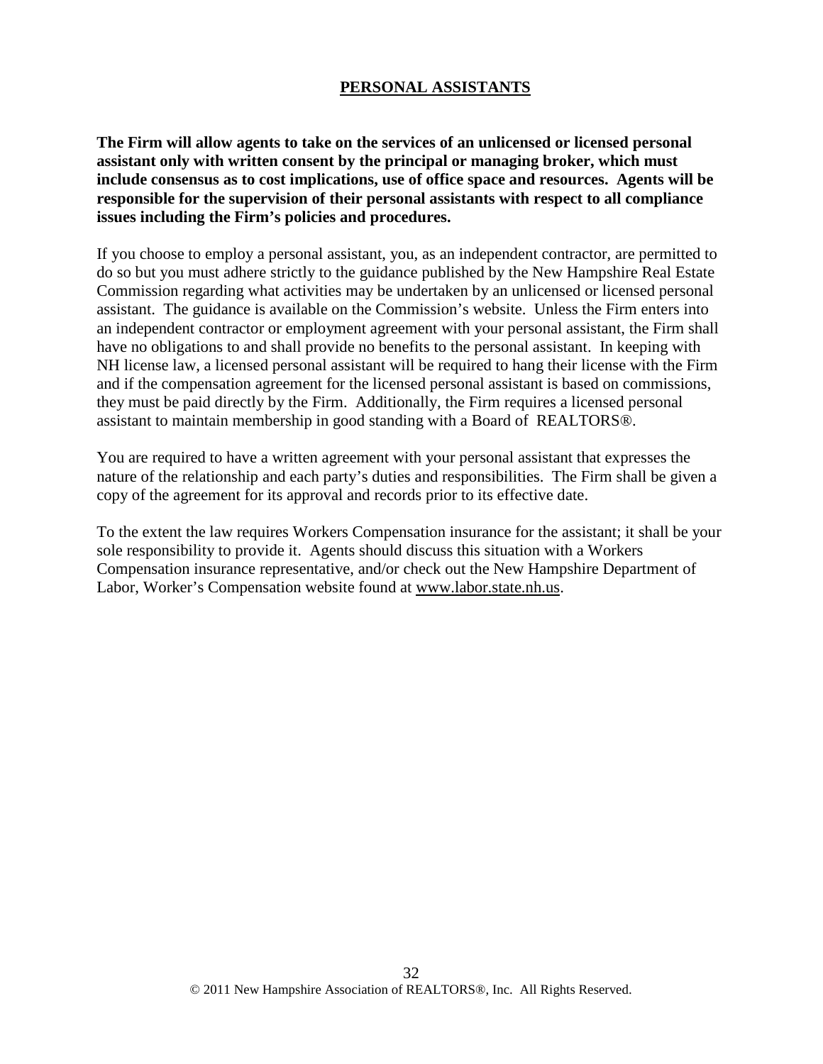## PERSONAL ASSISTANTS

**The Firm will allow agents to take on the services of an unlicensed or licensed personal assistant only with written consent by the principal or managing broker, which must include consensus as to cost implications, use of office space and resources. Agents will be responsible for the supervision of their personal assistants with respect to all compliance issues including the Firm's policies and procedures.**

If you choose to employ a personal assistant, you, as an independent contractor, are permitted to do so but you must adhere strictly to the guidance published by the New Hampshire Real Estate Commission regarding what activities may be undertaken by an unlicensed or licensed personal assistant. The guidance is available on the Commission's website. Unless the Firm enters into an independent contractor or employment agreement with your personal assistant, the Firm shall have no obligations to and shall provide no benefits to the personal assistant. In keeping with NH license law, a licensed personal assistant will be required to hang their license with the Firm and if the compensation agreement for the licensed personal assistant is based on commissions, they must be paid directly by the Firm. Additionally, the Firm requires a licensed personal assistant to maintain membership in good standing with a Board of REALTORS®.

You are required to have a written agreement with your personal assistant that expresses the nature of the relationship and each party's duties and responsibilities. The Firm shall be given a copy of the agreement for its approval and records prior to its effective date.

To the extent the law requires Workers Compensation insurance for the assistant; it shall be your sole responsibility to provide it. Agents should discuss this situation with a Workers Compensation insurance representative, and/or check out the New Hampshire Department of Labor, Worker's Compensation website found at www.labor.state.nh.us.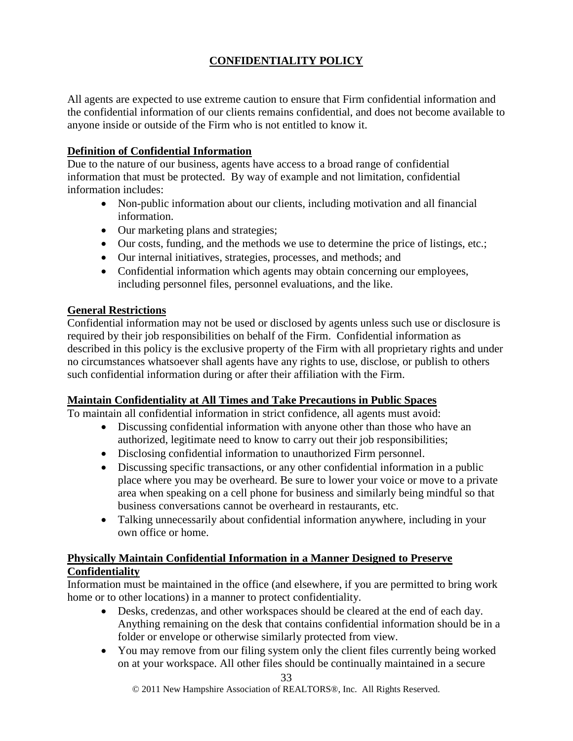## CONFIDENTIALITY POLICY

All agents are expected to use extreme caution to ensure that Firm confidential information and the confidential information of our clients remains confidential, and does not become available to anyone inside or outside of the Firm who is not entitled to know it.

### Definition of Confidential Information

Due to the nature of our business, agents have access to a broad range of confidential information that must be protected. By way of example and not limitation, confidential information includes:

- Non-public information about our clients, including motivation and all financial information.
- Our marketing plans and strategies;
- Our costs, funding, and the methods we use to determine the price of listings, etc.;
- Our internal initiatives, strategies, processes, and methods; and
- Confidential information which agents may obtain concerning our employees, including personnel files, personnel evaluations, and the like.

### General Restrictions

Confidential information may not be used or disclosed by agents unless such use or disclosure is required by their job responsibilities on behalf of the Firm. Confidential information as described in this policy is the exclusive property of the Firm with all proprietary rights and under no circumstances whatsoever shall agents have any rights to use, disclose, or publish to others such confidential information during or after their affiliation with the Firm.

### Maintain Confidentiality at All Times and Take Precautions in Public Spaces

To maintain all confidential information in strict confidence, all agents must avoid:

- Discussing confidential information with anyone other than those who have an authorized, legitimate need to know to carry out their job responsibilities;
- Disclosing confidential information to unauthorized Firm personnel.
- Discussing specific transactions, or any other confidential information in a public place where you may be overheard. Be sure to lower your voice or move to a private area when speaking on a cell phone for business and similarly being mindful so that business conversations cannot be overheard in restaurants, etc.
- Talking unnecessarily about confidential information anywhere, including in your own office or home.

### Physically Maintain Confidential Information in a Manner Designed to Preserve Confidentiality

Information must be maintained in the office (and elsewhere, if you are permitted to bring work home or to other locations) in a manner to protect confidentiality.

- Desks, credenzas, and other workspaces should be cleared at the end of each day. Anything remaining on the desk that contains confidential information should be in a folder or envelope or otherwise similarly protected from view.
- You may remove from our filing system only the client files currently being worked on at your workspace. All other files should be continually maintained in a secure

© 2011 New Hampshire Association of REALTORS®, Inc. All Rights Reserved.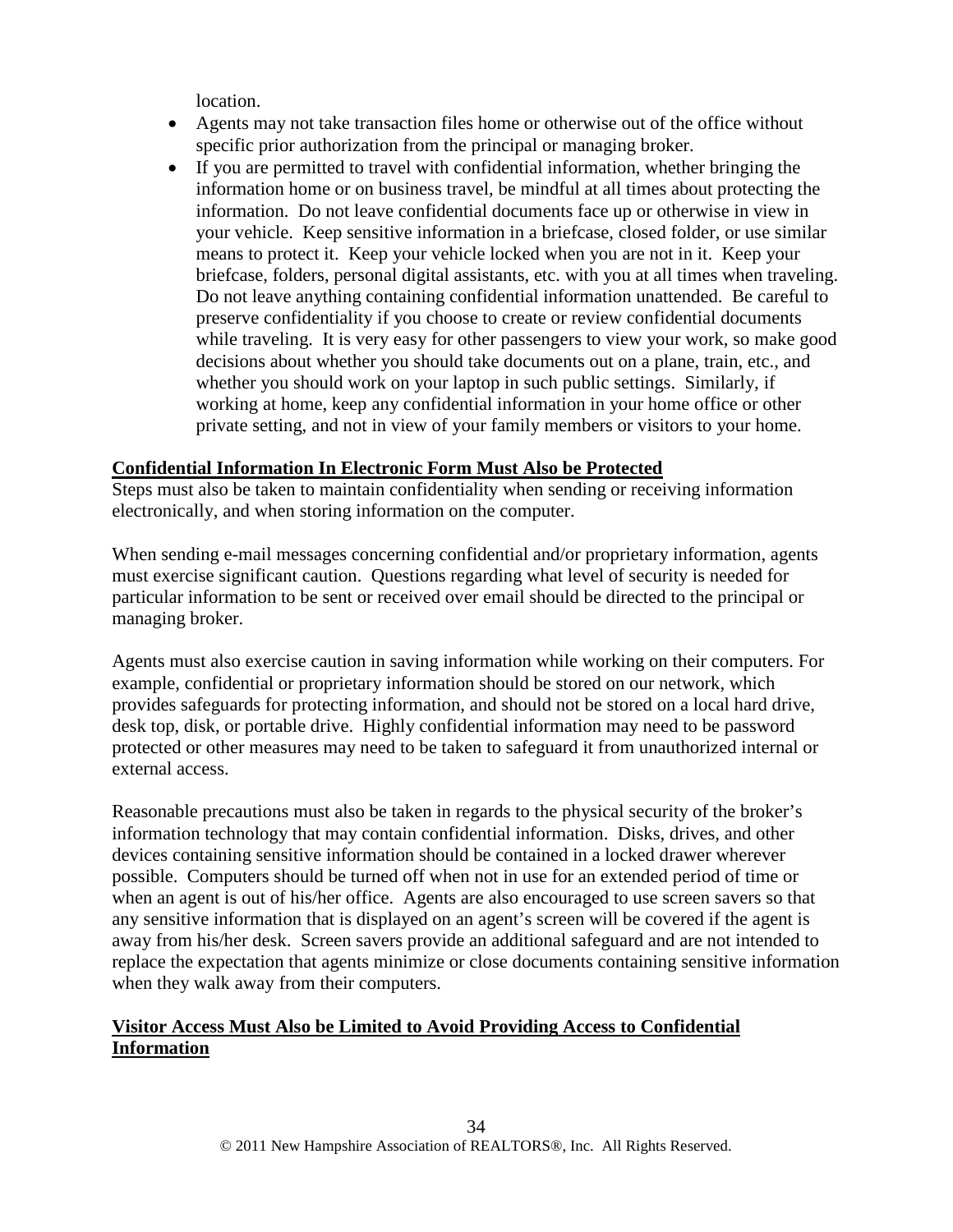location.

- Agents may not take transaction files home or otherwise out of the office without specific prior authorization from the principal or managing broker.
- If you are permitted to travel with confidential information, whether bringing the information home or on business travel, be mindful at all times about protecting the information. Do not leave confidential documents face up or otherwise in view in your vehicle. Keep sensitive information in a briefcase, closed folder, or use similar means to protect it. Keep your vehicle locked when you are not in it. Keep your briefcase, folders, personal digital assistants, etc. with you at all times when traveling. Do not leave anything containing confidential information unattended. Be careful to preserve confidentiality if you choose to create or review confidential documents while traveling. It is very easy for other passengers to view your work, so make good decisions about whether you should take documents out on a plane, train, etc., and whether you should work on your laptop in such public settings. Similarly, if working at home, keep any confidential information in your home office or other private setting, and not in view of your family members or visitors to your home.

**Confidential Information In Electronic Form Must Also be Protected**

Steps must also be taken to maintain confidentiality when sending or receiving information electronically, and when storing information on the computer.

When sending e-mail messages concerning confidential and/or proprietary information, agents must exercise significant caution. Questions regarding what level of security is needed for particular information to be sent or received over email should be directed to the principal or managing broker.

Agents must also exercise caution in saving information while working on their computers. For example, confidential or proprietary information should be stored on our network, which provides safeguards for protecting information, and should not be stored on a local hard drive, desk top, disk, or portable drive. Highly confidential information may need to be password protected or other measures may need to be taken to safeguard it from unauthorized internal or external access.

Reasonable precautions must also be taken in regards to the physical security of the broker's information technology that may contain confidential information. Disks, drives, and other devices containing sensitive information should be contained in a locked drawer wherever possible. Computers should be turned off when not in use for an extended period of time or when an agent is out of his/her office. Agents are also encouraged to use screen savers so that any sensitive information that is displayed on an agent's screen will be covered if the agent is away from his/her desk. Screen savers provide an additional safeguard and are not intended to replace the expectation that agents minimize or close documents containing sensitive information when they walk away from their computers.

**Visitor Access Must Also be Limited to Avoid Providing Access to Confidential Information**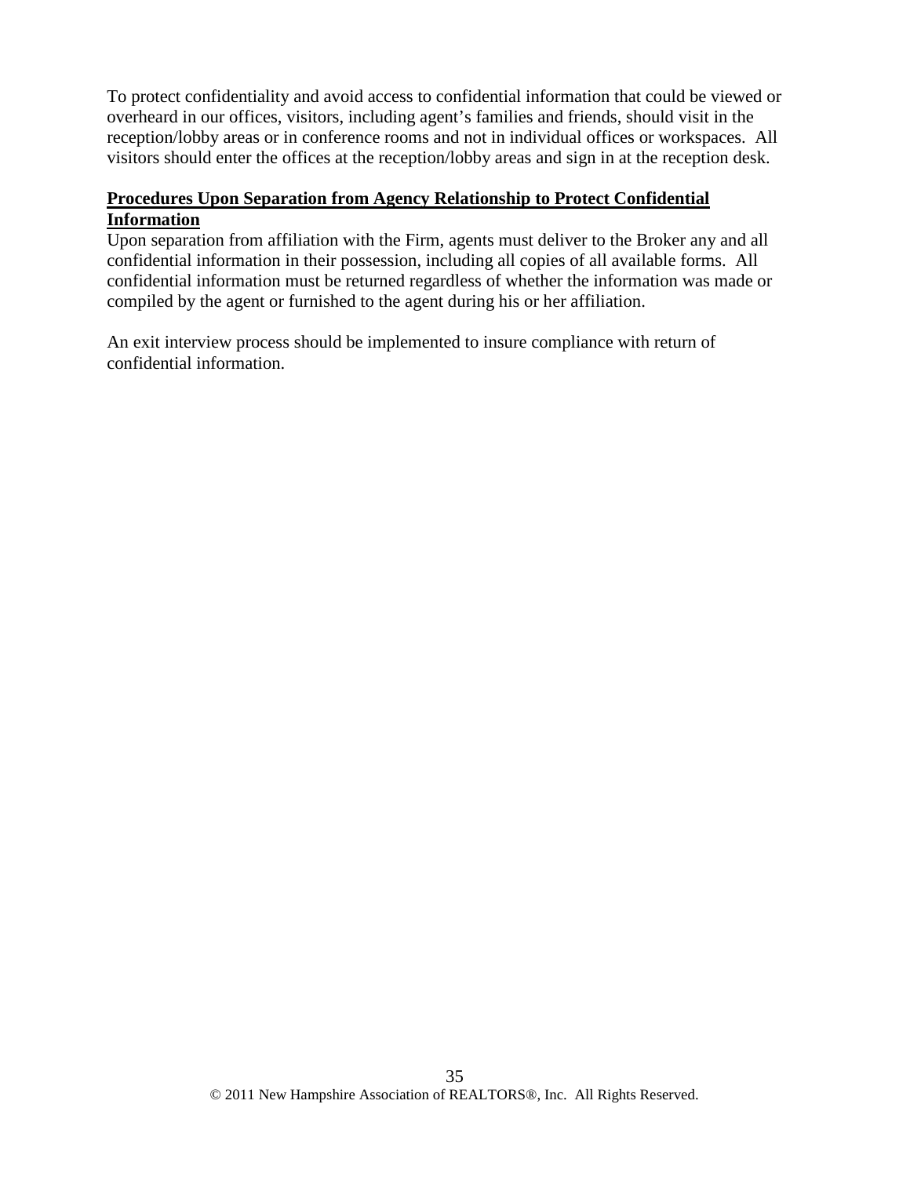To protect confidentiality and avoid access to confidential information that could be viewed or overheard in our offices, visitors, including agent's families and friends, should visit in the reception/lobby areas or in conference rooms and not in individual offices or workspaces. All visitors should enter the offices at the reception/lobby areas and sign in at the reception desk.

**Procedures Upon Separation from Agency Relationship to Protect Confidential Information**

Upon separation from affiliation with the Firm, agents must deliver to the Broker any and all confidential information in their possession, including all copies of all available forms. All confidential information must be returned regardless of whether the information was made or compiled by the agent or furnished to the agent during his or her affiliation.

An exit interview process should be implemented to insure compliance with return of confidential information.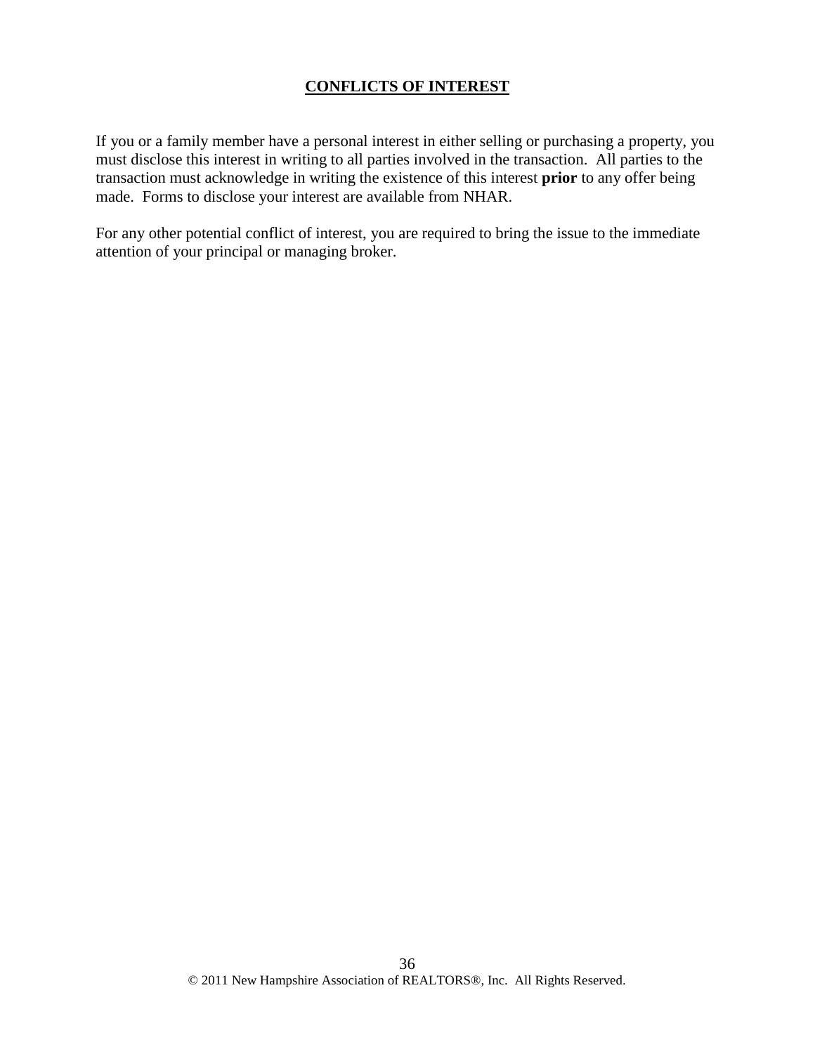## CONFLICTS OF INTEREST

If you or a family member have a personal interest in either selling or purchasing a property, you must disclose this interest in writing to all parties involved in the transaction. All parties to the transaction must acknowledge in writing the existence of this interest **prior** to any offer being made. Forms to disclose your interest are available from NHAR.

For any other potential conflict of interest, you are required to bring the issue to the immediate attention of your principal or managing broker.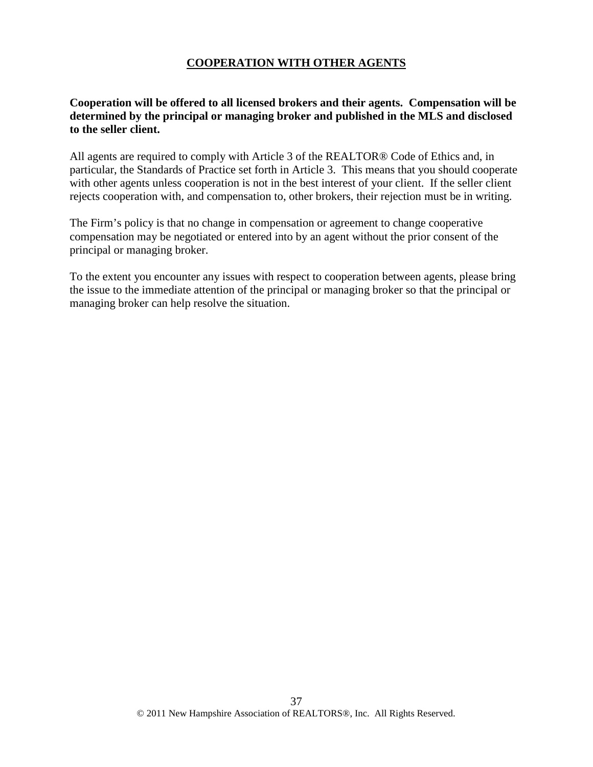## COOPERATION WITH OTHER AGENTS

**Cooperation will be offered to all licensed brokers and their agents. Compensation will be determined by the principal or managing broker and published in the MLS and disclosed to the seller client.**

All agents are required to comply with Article 3 of the REALTOR® Code of Ethics and, in particular, the Standards of Practice set forth in Article 3. This means that you should cooperate with other agents unless cooperation is not in the best interest of your client. If the seller client rejects cooperation with, and compensation to, other brokers, their rejection must be in writing.

The Firm's policy is that no change in compensation or agreement to change cooperative compensation may be negotiated or entered into by an agent without the prior consent of the principal or managing broker.

To the extent you encounter any issues with respect to cooperation between agents, please bring the issue to the immediate attention of the principal or managing broker so that the principal or managing broker can help resolve the situation.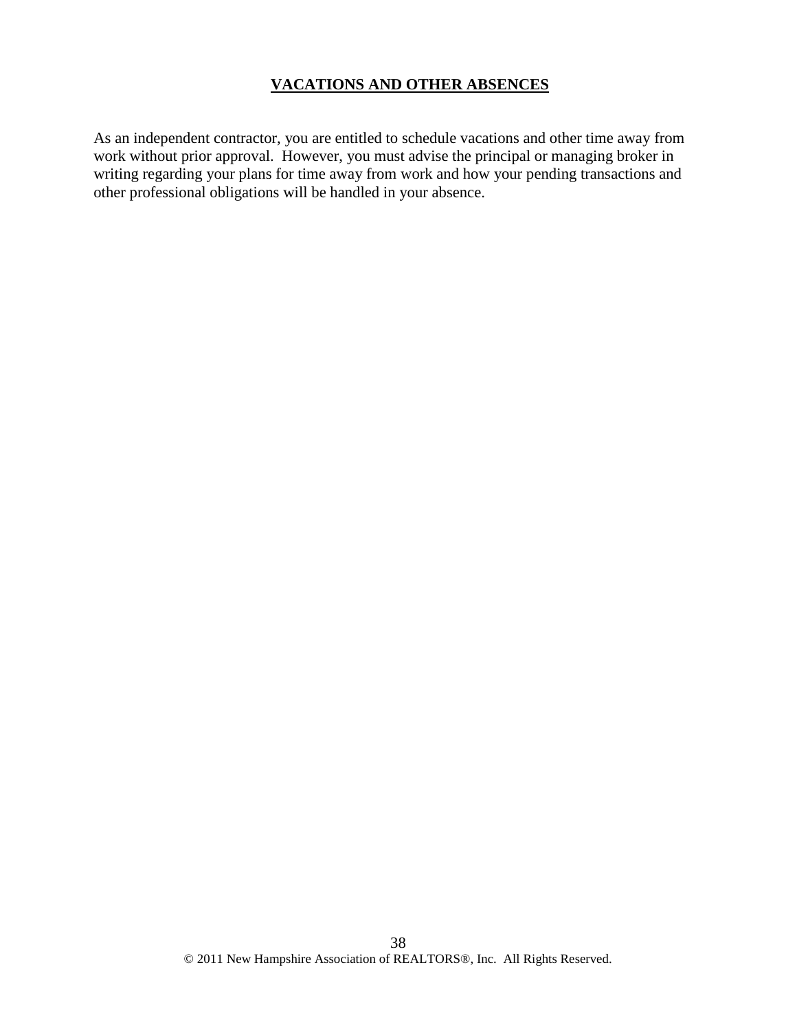## VACATIONS AND OTHER ABSENCES

As an independent contractor, you are entitled to schedule vacations and other time away from work without prior approval. However, you must advise the principal or managing broker in writing regarding your plans for time away from work and how your pending transactions and other professional obligations will be handled in your absence.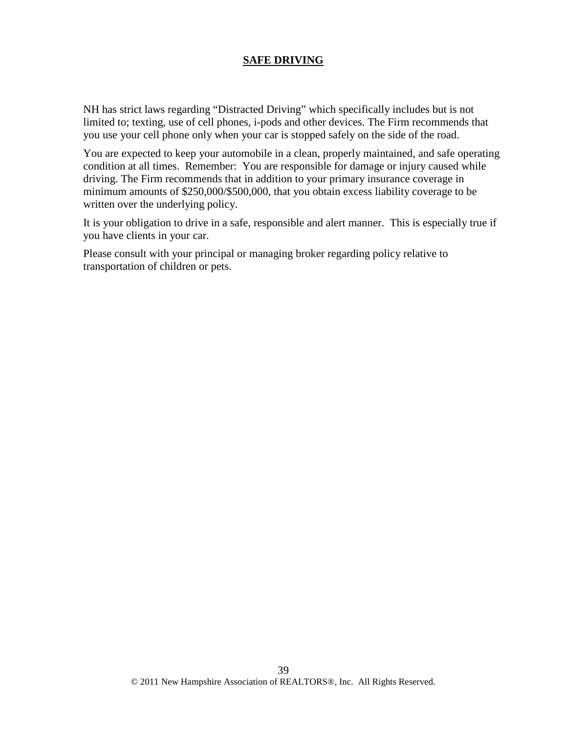# SAFE DRIVING

NH has strict laws regarding "Distracted Driving" which specifically includes but is not limited to; texting, use of cell phones, i-pods and other devices. The Firm recommends that you use your cell phone only when your car is stopped safely on the side of the road.

You are expected to keep your automobile in a clean, properly maintained, and safe operating condition at all times. Remember: You are responsible for damage or injury caused while driving. The Firm recommends that in addition to your primary insurance coverage in minimum amounts of $250,000/$500,000, that you obtain excess liability coverage to be written over the underlying policy.

It is your obligation to drive in a safe, responsible and alert manner. This is especially true if you have clients in your car.

Please consult with your principal or managing broker regarding policy relative to transportation of children or pets.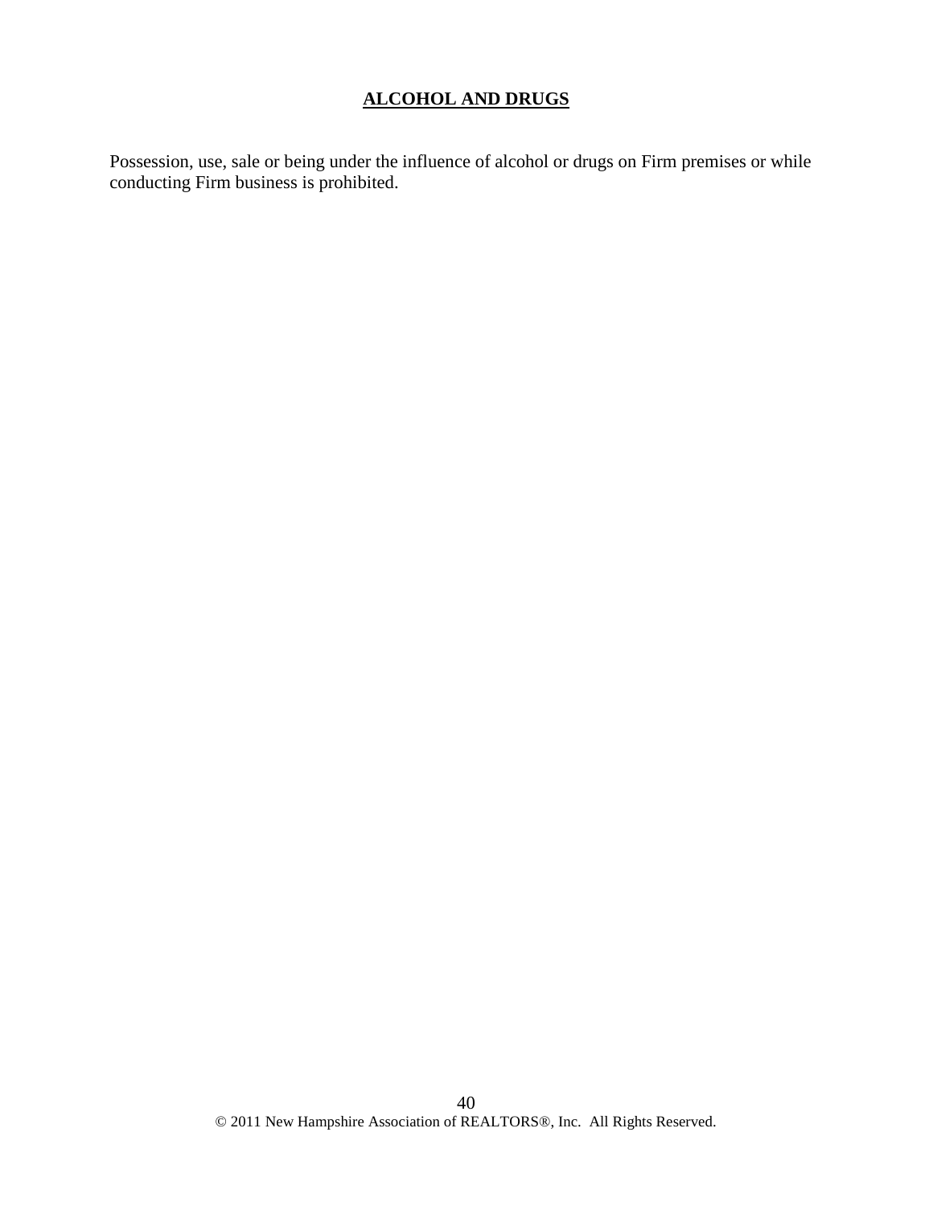## **ALCOHOL AND DRUGS**

Possession, use, sale or being under the influence of alcohol or drugs on Firm premises or while conducting Firm business is prohibited.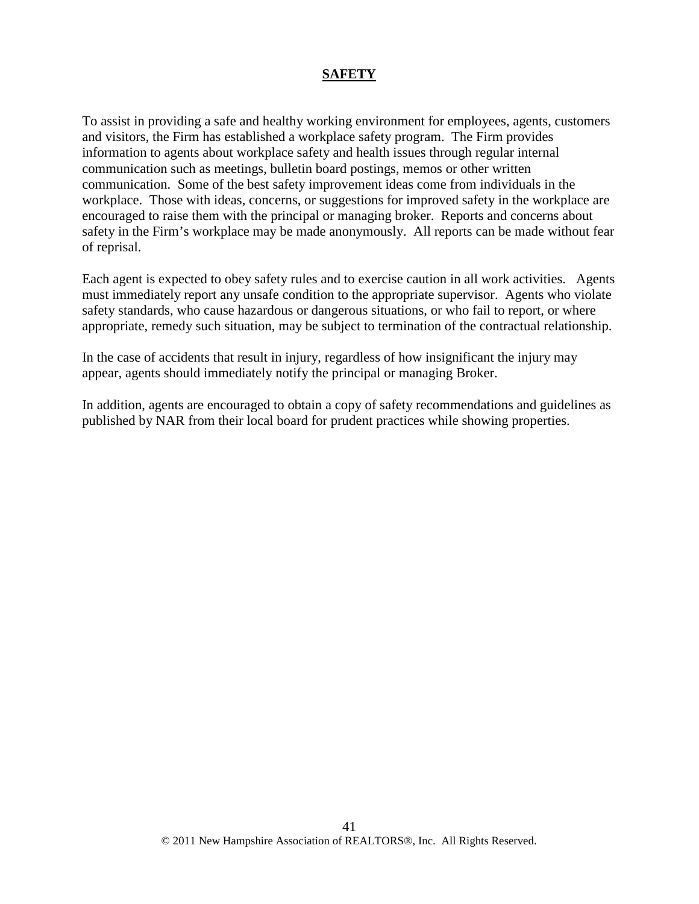## SAFETY

To assist in providing a safe and healthy working environment for employees, agents, customers and visitors, the Firm has established a workplace safety program. The Firm provides information to agents about workplace safety and health issues through regular internal communication such as meetings, bulletin board postings, memos or other written communication. Some of the best safety improvement ideas come from individuals in the workplace. Those with ideas, concerns, or suggestions for improved safety in the workplace are encouraged to raise them with the principal or managing broker. Reports and concerns about safety in the Firm's workplace may be made anonymously. All reports can be made without fear of reprisal.

Each agent is expected to obey safety rules and to exercise caution in all work activities. Agents must immediately report any unsafe condition to the appropriate supervisor. Agents who violate safety standards, who cause hazardous or dangerous situations, or who fail to report, or where appropriate, remedy such situation, may be subject to termination of the contractual relationship.

In the case of accidents that result in injury, regardless of how insignificant the injury may appear, agents should immediately notify the principal or managing Broker.

In addition, agents are encouraged to obtain a copy of safety recommendations and guidelines as published by NAR from their local board for prudent practices while showing properties.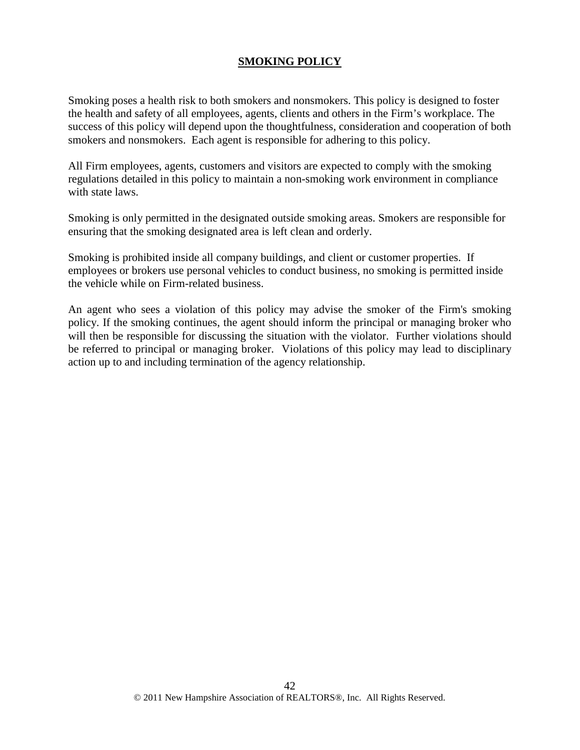# **SMOKING POLICY**

Smoking poses a health risk to both smokers and nonsmokers. This policy is designed to foster the health and safety of all employees, agents, clients and others in the Firm's workplace. The success of this policy will depend upon the thoughtfulness, consideration and cooperation of both smokers and nonsmokers. Each agent is responsible for adhering to this policy.

All Firm employees, agents, customers and visitors are expected to comply with the smoking regulations detailed in this policy to maintain a non-smoking work environment in compliance with state laws.

Smoking is only permitted in the designated outside smoking areas. Smokers are responsible for ensuring that the smoking designated area is left clean and orderly.

Smoking is prohibited inside all company buildings, and client or customer properties. If employees or brokers use personal vehicles to conduct business, no smoking is permitted inside the vehicle while on Firm-related business.

An agent who sees a violation of this policy may advise the smoker of the Firm's smoking policy. If the smoking continues, the agent should inform the principal or managing broker who will then be responsible for discussing the situation with the violator. Further violations should be referred to principal or managing broker. Violations of this policy may lead to disciplinary action up to and including termination of the agency relationship.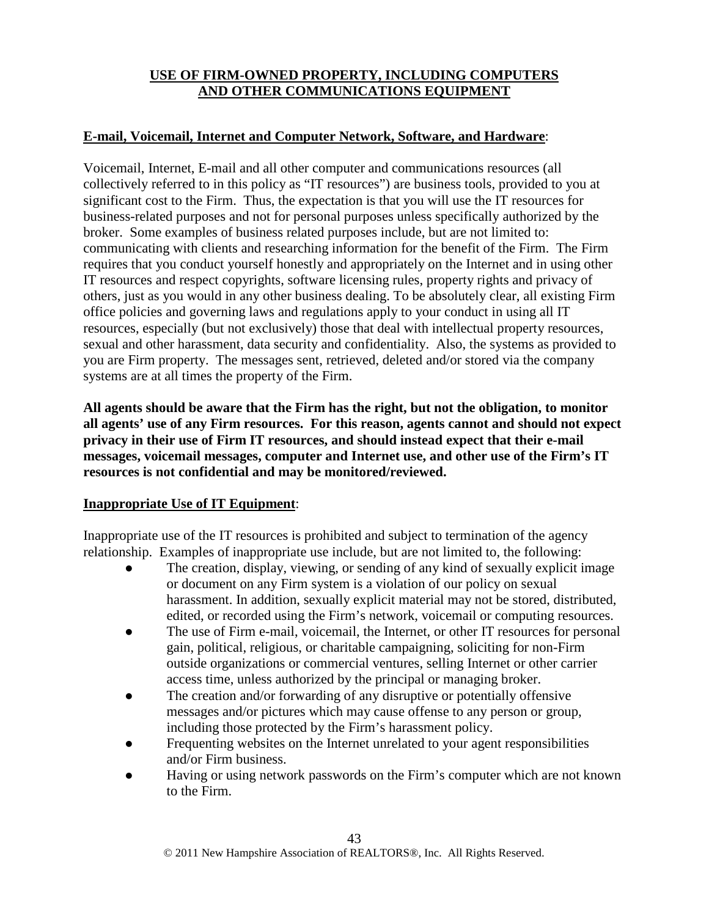## USE OF FIRM-OWNED PROPERTY, INCLUDING COMPUTERS AND OTHER COMMUNICATIONS EQUIPMENT

**E-mail, Voicemail, Internet and Computer Network, Software, and Hardware**:

Voicemail, Internet, E-mail and all other computer and communications resources (all collectively referred to in this policy as "IT resources") are business tools, provided to you at significant cost to the Firm. Thus, the expectation is that you will use the IT resources for business-related purposes and not for personal purposes unless specifically authorized by the broker. Some examples of business related purposes include, but are not limited to: communicating with clients and researching information for the benefit of the Firm. The Firm requires that you conduct yourself honestly and appropriately on the Internet and in using other IT resources and respect copyrights, software licensing rules, property rights and privacy of others, just as you would in any other business dealing. To be absolutely clear, all existing Firm office policies and governing laws and regulations apply to your conduct in using all IT resources, especially (but not exclusively) those that deal with intellectual property resources, sexual and other harassment, data security and confidentiality. Also, the systems as provided to you are Firm property. The messages sent, retrieved, deleted and/or stored via the company systems are at all times the property of the Firm.

**All agents should be aware that the Firm has the right, but not the obligation, to monitor all agents' use of any Firm resources. For this reason, agents cannot and should not expect privacy in their use of Firm IT resources, and should instead expect that their e-mail messages, voicemail messages, computer and Internet use, and other use of the Firm's IT resources is not confidential and may be monitored/reviewed.**

**Inappropriate Use of IT Equipment**:

Inappropriate use of the IT resources is prohibited and subject to termination of the agency relationship. Examples of inappropriate use include, but are not limited to, the following:

- The creation, display, viewing, or sending of any kind of sexually explicit image or document on any Firm system is a violation of our policy on sexual harassment. In addition, sexually explicit material may not be stored, distributed, edited, or recorded using the Firm's network, voicemail or computing resources.
- The use of Firm e-mail, voicemail, the Internet, or other IT resources for personal gain, political, religious, or charitable campaigning, soliciting for non-Firm outside organizations or commercial ventures, selling Internet or other carrier access time, unless authorized by the principal or managing broker.
- The creation and/or forwarding of any disruptive or potentially offensive messages and/or pictures which may cause offense to any person or group, including those protected by the Firm's harassment policy.
- Frequenting websites on the Internet unrelated to your agent responsibilities and/or Firm business.
- Having or using network passwords on the Firm's computer which are not known to the Firm.

© 2011 New Hampshire Association of REALTORS®, Inc. All Rights Reserved.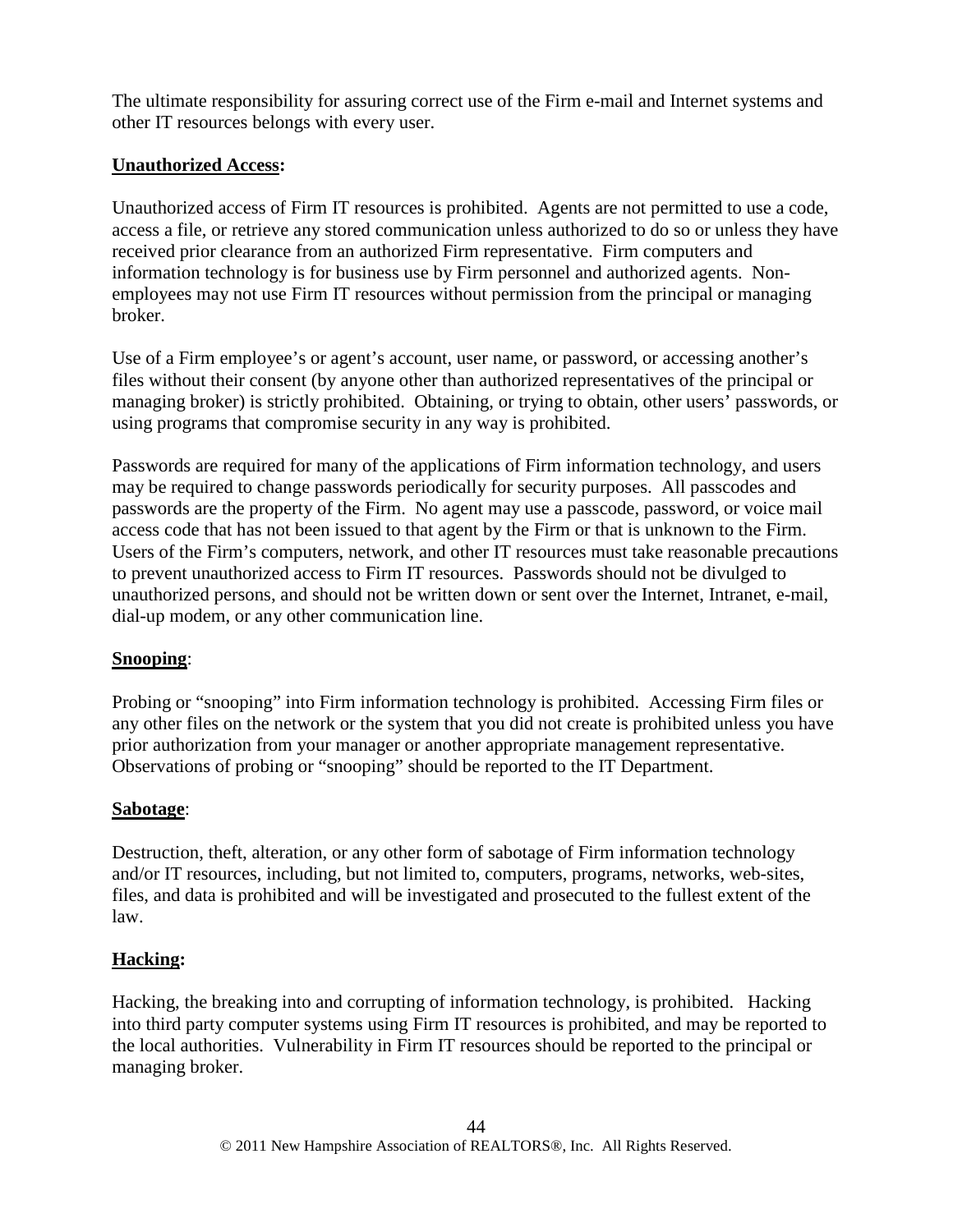The ultimate responsibility for assuring correct use of the Firm e-mail and Internet systems and other IT resources belongs with every user.

**Unauthorized Access:**

Unauthorized access of Firm IT resources is prohibited. Agents are not permitted to use a code, access a file, or retrieve any stored communication unless authorized to do so or unless they have received prior clearance from an authorized Firm representative. Firm computers and information technology is for business use by Firm personnel and authorized agents. Non-employees may not use Firm IT resources without permission from the principal or managing broker.

Use of a Firm employee's or agent's account, user name, or password, or accessing another's files without their consent (by anyone other than authorized representatives of the principal or managing broker) is strictly prohibited. Obtaining, or trying to obtain, other users' passwords, or using programs that compromise security in any way is prohibited.

Passwords are required for many of the applications of Firm information technology, and users may be required to change passwords periodically for security purposes. All passcodes and passwords are the property of the Firm. No agent may use a passcode, password, or voice mail access code that has not been issued to that agent by the Firm or that is unknown to the Firm. Users of the Firm's computers, network, and other IT resources must take reasonable precautions to prevent unauthorized access to Firm IT resources. Passwords should not be divulged to unauthorized persons, and should not be written down or sent over the Internet, Intranet, e-mail, dial-up modem, or any other communication line.

**Snooping**:

Probing or "snooping" into Firm information technology is prohibited. Accessing Firm files or any other files on the network or the system that you did not create is prohibited unless you have prior authorization from your manager or another appropriate management representative. Observations of probing or "snooping" should be reported to the IT Department.

**Sabotage**:

Destruction, theft, alteration, or any other form of sabotage of Firm information technology and/or IT resources, including, but not limited to, computers, programs, networks, web-sites, files, and data is prohibited and will be investigated and prosecuted to the fullest extent of the law.

**Hacking:**

Hacking, the breaking into and corrupting of information technology, is prohibited. Hacking into third party computer systems using Firm IT resources is prohibited, and may be reported to the local authorities. Vulnerability in Firm IT resources should be reported to the principal or managing broker.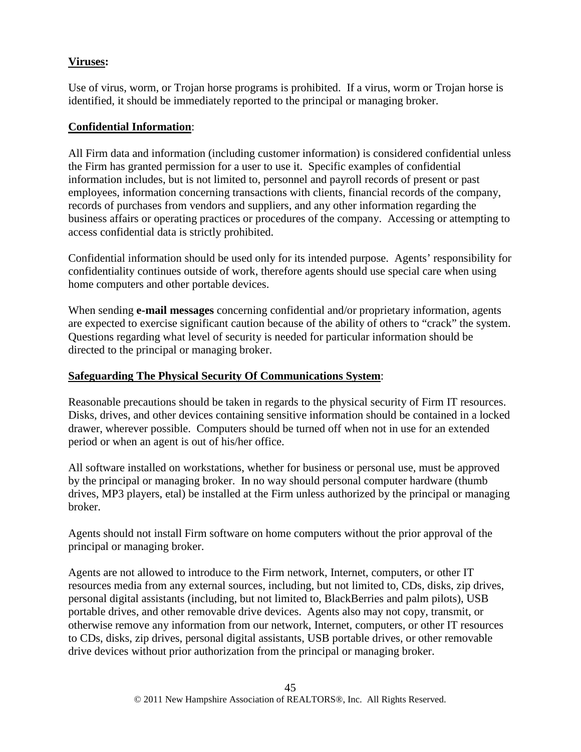**<u>Viruses</u>:**

Use of virus, worm, or Trojan horse programs is prohibited. If a virus, worm or Trojan horse is identified, it should be immediately reported to the principal or managing broker.

**<u>Confidential Information</u>**:

All Firm data and information (including customer information) is considered confidential unless the Firm has granted permission for a user to use it. Specific examples of confidential information includes, but is not limited to, personnel and payroll records of present or past employees, information concerning transactions with clients, financial records of the company, records of purchases from vendors and suppliers, and any other information regarding the business affairs or operating practices or procedures of the company. Accessing or attempting to access confidential data is strictly prohibited.

Confidential information should be used only for its intended purpose. Agents' responsibility for confidentiality continues outside of work, therefore agents should use special care when using home computers and other portable devices.

When sending **e-mail messages** concerning confidential and/or proprietary information, agents are expected to exercise significant caution because of the ability of others to "crack" the system. Questions regarding what level of security is needed for particular information should be directed to the principal or managing broker.

**<u>Safeguarding The Physical Security Of Communications System</u>**:

Reasonable precautions should be taken in regards to the physical security of Firm IT resources. Disks, drives, and other devices containing sensitive information should be contained in a locked drawer, wherever possible. Computers should be turned off when not in use for an extended period or when an agent is out of his/her office.

All software installed on workstations, whether for business or personal use, must be approved by the principal or managing broker. In no way should personal computer hardware (thumb drives, MP3 players, etal) be installed at the Firm unless authorized by the principal or managing broker.

Agents should not install Firm software on home computers without the prior approval of the principal or managing broker.

Agents are not allowed to introduce to the Firm network, Internet, computers, or other IT resources media from any external sources, including, but not limited to, CDs, disks, zip drives, personal digital assistants (including, but not limited to, BlackBerries and palm pilots), USB portable drives, and other removable drive devices. Agents also may not copy, transmit, or otherwise remove any information from our network, Internet, computers, or other IT resources to CDs, disks, zip drives, personal digital assistants, USB portable drives, or other removable drive devices without prior authorization from the principal or managing broker.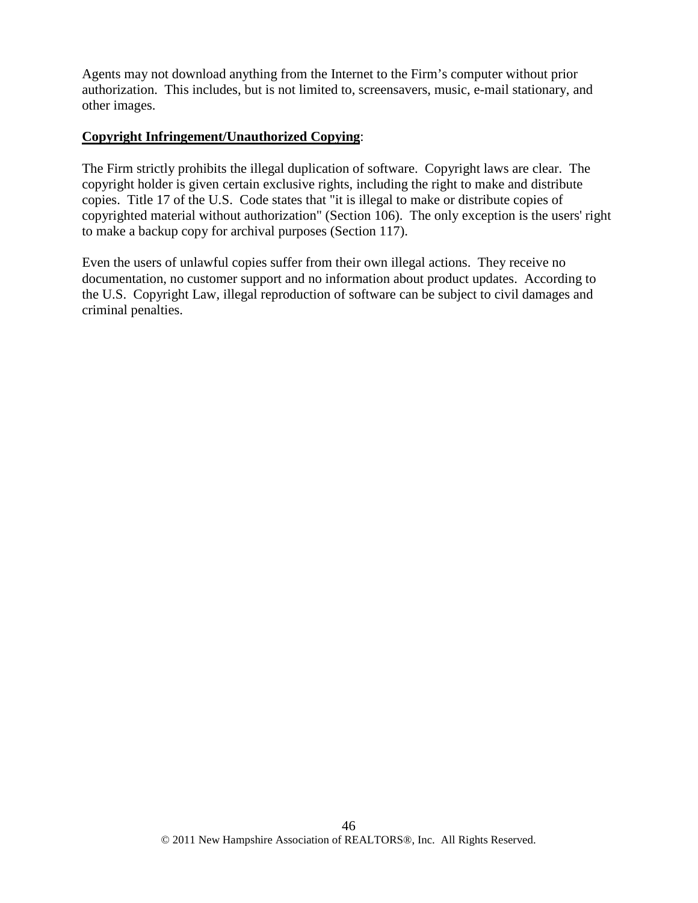Agents may not download anything from the Internet to the Firm's computer without prior authorization. This includes, but is not limited to, screensavers, music, e-mail stationary, and other images.

**Copyright Infringement/Unauthorized Copying**:

The Firm strictly prohibits the illegal duplication of software. Copyright laws are clear. The copyright holder is given certain exclusive rights, including the right to make and distribute copies. Title 17 of the U.S. Code states that "it is illegal to make or distribute copies of copyrighted material without authorization" (Section 106). The only exception is the users' right to make a backup copy for archival purposes (Section 117).

Even the users of unlawful copies suffer from their own illegal actions. They receive no documentation, no customer support and no information about product updates. According to the U.S. Copyright Law, illegal reproduction of software can be subject to civil damages and criminal penalties.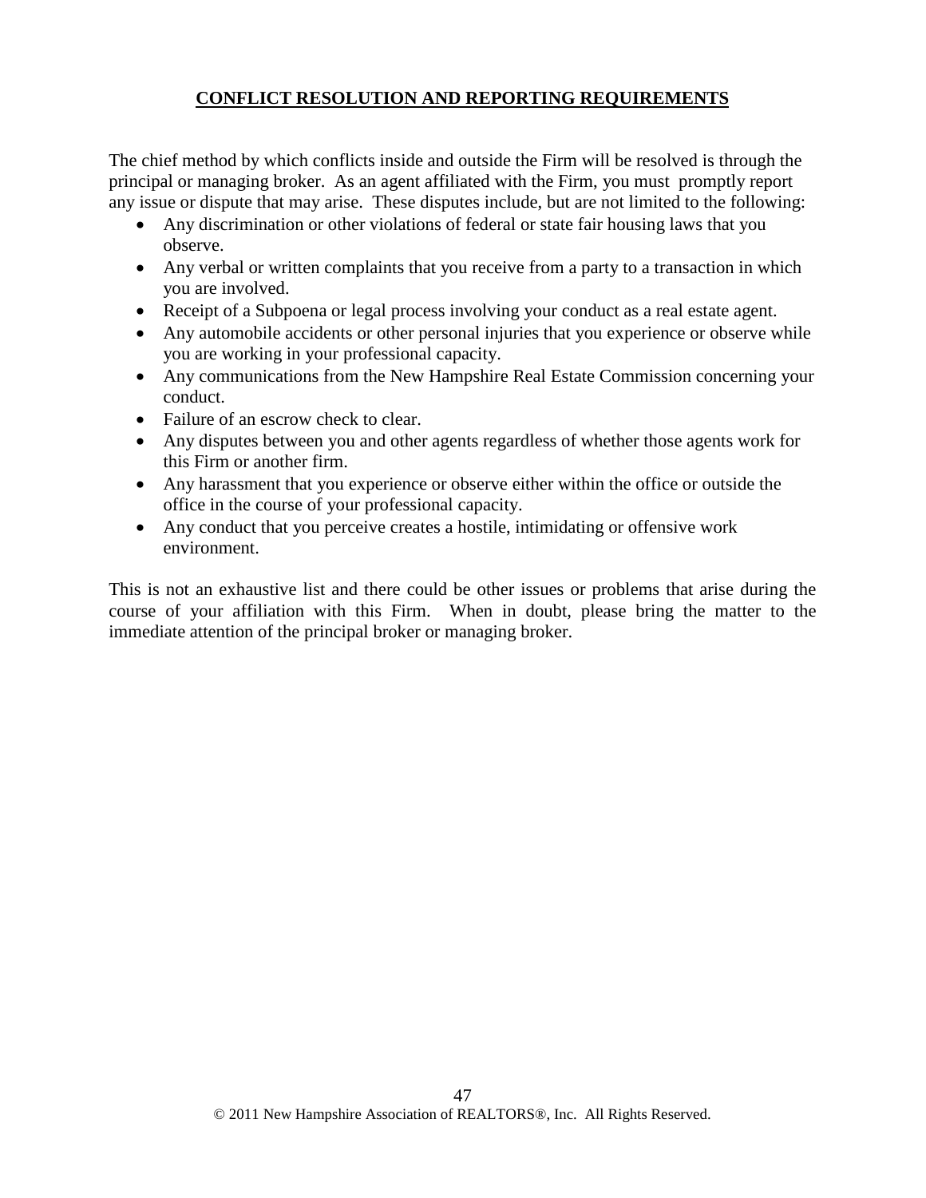## CONFLICT RESOLUTION AND REPORTING REQUIREMENTS

The chief method by which conflicts inside and outside the Firm will be resolved is through the principal or managing broker. As an agent affiliated with the Firm, you must promptly report any issue or dispute that may arise. These disputes include, but are not limited to the following:

- Any discrimination or other violations of federal or state fair housing laws that you observe.
- Any verbal or written complaints that you receive from a party to a transaction in which you are involved.
- Receipt of a Subpoena or legal process involving your conduct as a real estate agent.
- Any automobile accidents or other personal injuries that you experience or observe while you are working in your professional capacity.
- Any communications from the New Hampshire Real Estate Commission concerning your conduct.
- Failure of an escrow check to clear.
- Any disputes between you and other agents regardless of whether those agents work for this Firm or another firm.
- Any harassment that you experience or observe either within the office or outside the office in the course of your professional capacity.
- Any conduct that you perceive creates a hostile, intimidating or offensive work environment.

This is not an exhaustive list and there could be other issues or problems that arise during the course of your affiliation with this Firm. When in doubt, please bring the matter to the immediate attention of the principal broker or managing broker.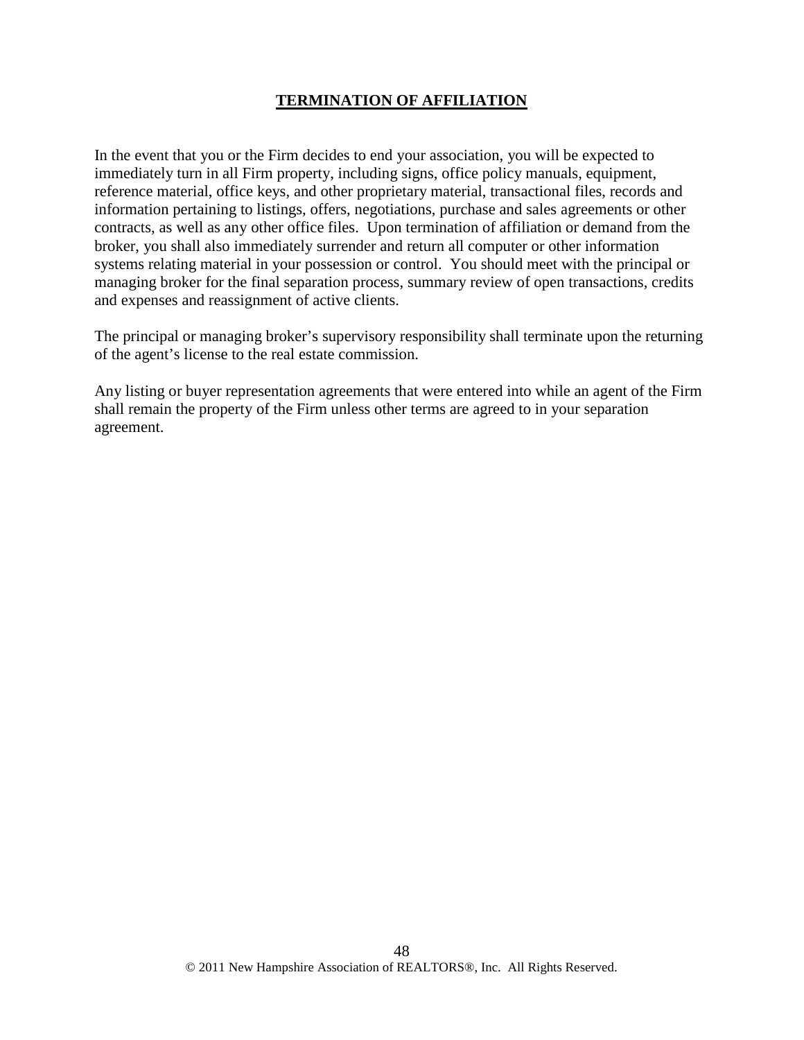## TERMINATION OF AFFILIATION

In the event that you or the Firm decides to end your association, you will be expected to immediately turn in all Firm property, including signs, office policy manuals, equipment, reference material, office keys, and other proprietary material, transactional files, records and information pertaining to listings, offers, negotiations, purchase and sales agreements or other contracts, as well as any other office files. Upon termination of affiliation or demand from the broker, you shall also immediately surrender and return all computer or other information systems relating material in your possession or control. You should meet with the principal or managing broker for the final separation process, summary review of open transactions, credits and expenses and reassignment of active clients.

The principal or managing broker's supervisory responsibility shall terminate upon the returning of the agent's license to the real estate commission.

Any listing or buyer representation agreements that were entered into while an agent of the Firm shall remain the property of the Firm unless other terms are agreed to in your separation agreement.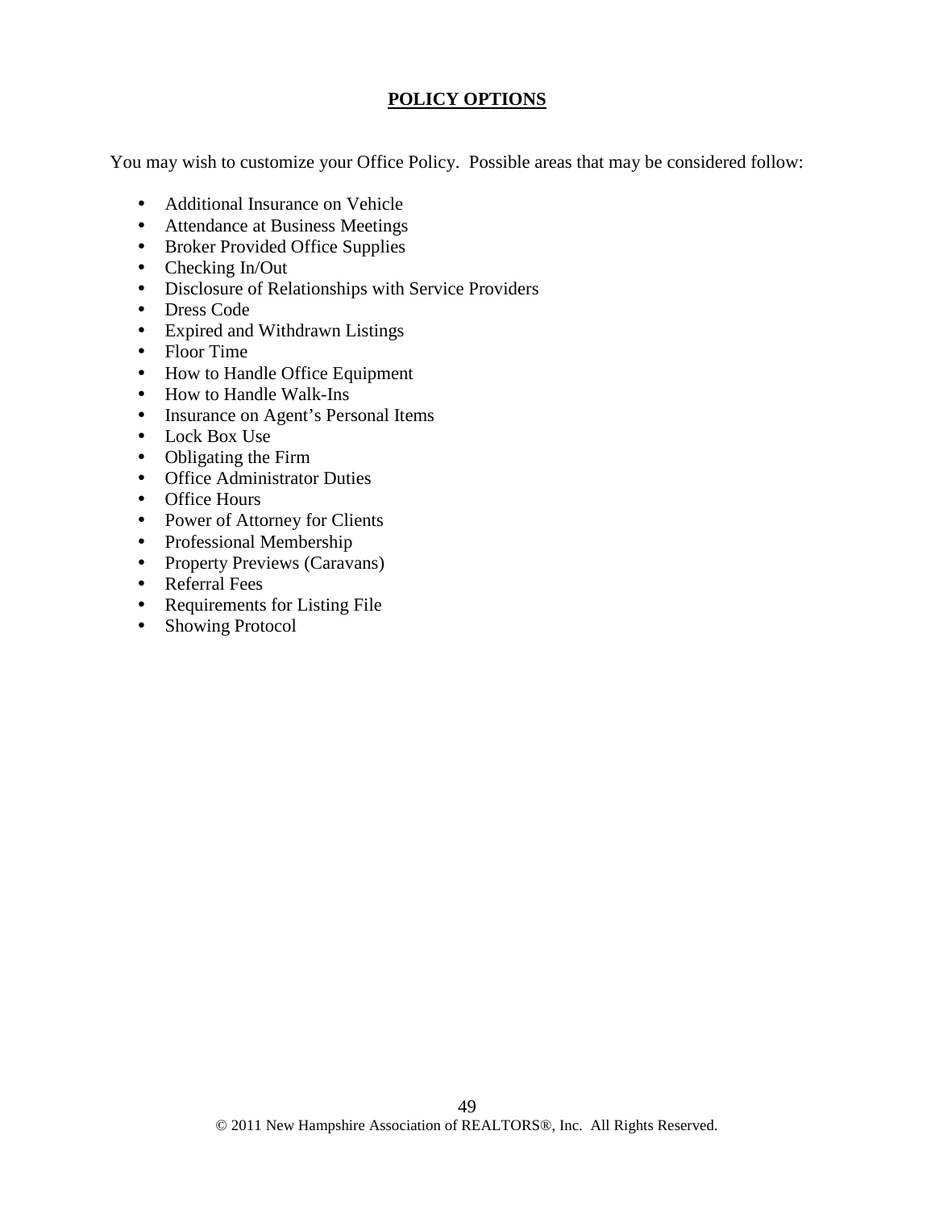## POLICY OPTIONS

You may wish to customize your Office Policy. Possible areas that may be considered follow:

- Additional Insurance on Vehicle
- Attendance at Business Meetings
- Broker Provided Office Supplies
- Checking In/Out
- Disclosure of Relationships with Service Providers
- Dress Code
- Expired and Withdrawn Listings
- Floor Time
- How to Handle Office Equipment
- How to Handle Walk-Ins
- Insurance on Agent's Personal Items
- Lock Box Use
- Obligating the Firm
- Office Administrator Duties
- Office Hours
- Power of Attorney for Clients
- Professional Membership
- Property Previews (Caravans)
- Referral Fees
- Requirements for Listing File
- Showing Protocol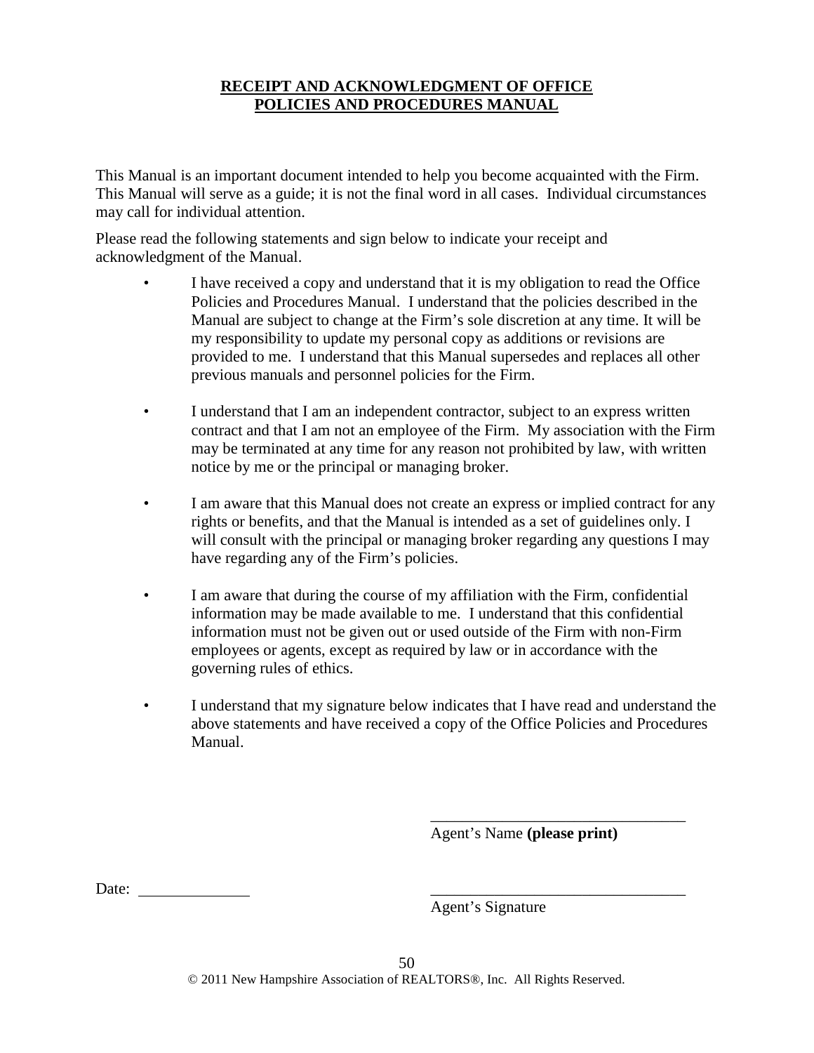## RECEIPT AND ACKNOWLEDGMENT OF OFFICE POLICIES AND PROCEDURES MANUAL

This Manual is an important document intended to help you become acquainted with the Firm. This Manual will serve as a guide; it is not the final word in all cases. Individual circumstances may call for individual attention.

Please read the following statements and sign below to indicate your receipt and acknowledgment of the Manual.

- I have received a copy and understand that it is my obligation to read the Office Policies and Procedures Manual. I understand that the policies described in the Manual are subject to change at the Firm's sole discretion at any time. It will be my responsibility to update my personal copy as additions or revisions are provided to me. I understand that this Manual supersedes and replaces all other previous manuals and personnel policies for the Firm.
- I understand that I am an independent contractor, subject to an express written contract and that I am not an employee of the Firm. My association with the Firm may be terminated at any time for any reason not prohibited by law, with written notice by me or the principal or managing broker.
- I am aware that this Manual does not create an express or implied contract for any rights or benefits, and that the Manual is intended as a set of guidelines only. I will consult with the principal or managing broker regarding any questions I may have regarding any of the Firm's policies.
- I am aware that during the course of my affiliation with the Firm, confidential information may be made available to me. I understand that this confidential information must not be given out or used outside of the Firm with non-Firm employees or agents, except as required by law or in accordance with the governing rules of ethics.
- I understand that my signature below indicates that I have read and understand the above statements and have received a copy of the Office Policies and Procedures Manual.

________________________________
Agent's Name **(please print)**

Date: ______________

________________________________
Agent's Signature

© 2011 New Hampshire Association of REALTORS®, Inc. All Rights Reserved.